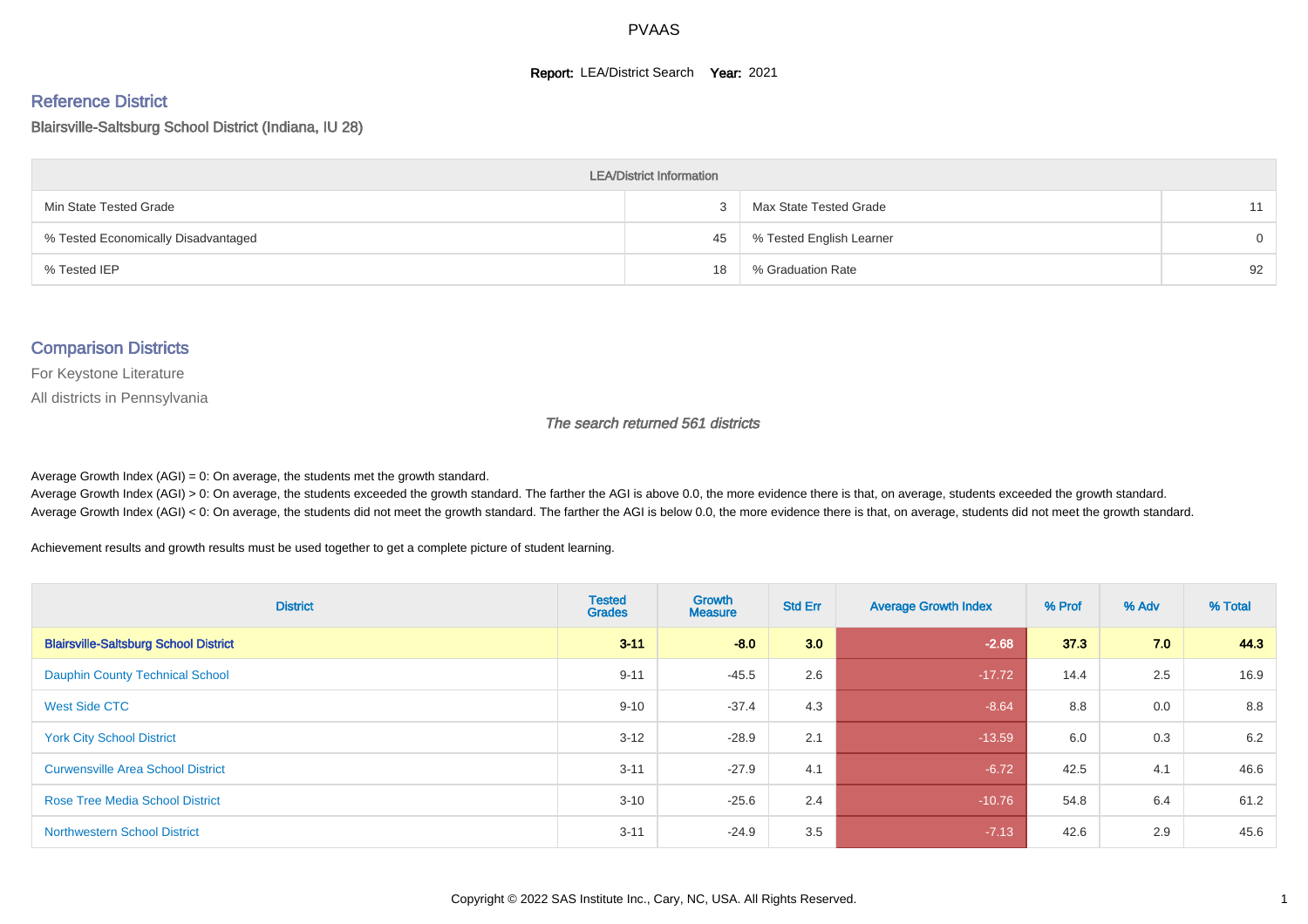PVAAS

**Report:** LEA/District Search **Year:** 2021

## Reference District

### Blairsville-Saltsburg School District (Indiana, IU 28)

| LEA/District Information | | | |
|---|---|---|---|
| Min State Tested Grade | 3 | Max State Tested Grade | 11 |
| % Tested Economically Disadvantaged | 45 | % Tested English Learner | 0 |
| % Tested IEP | 18 | % Graduation Rate | 92 |

## Comparison Districts

For Keystone Literature

All districts in Pennsylvania

*The search returned 561 districts*

Average Growth Index (AGI) = 0: On average, the students met the growth standard.
Average Growth Index (AGI) > 0: On average, the students exceeded the growth standard. The farther the AGI is above 0.0, the more evidence there is that, on average, students exceeded the growth standard.
Average Growth Index (AGI) < 0: On average, the students did not meet the growth standard. The farther the AGI is below 0.0, the more evidence there is that, on average, students did not meet the growth standard.

Achievement results and growth results must be used together to get a complete picture of student learning.

| District | Tested Grades | Growth Measure | Std Err | Average Growth Index | % Prof | % Adv | % Total |
|---|---|---|---|---|---|---|---|
| **Blairsville-Saltsburg School District** | **3-11** | **-8.0** | **3.0** | **-2.68** | **37.3** | **7.0** | **44.3** |
| Dauphin County Technical School | 9-11 | -45.5 | 2.6 | -17.72 | 14.4 | 2.5 | 16.9 |
| West Side CTC | 9-10 | -37.4 | 4.3 | -8.64 | 8.8 | 0.0 | 8.8 |
| York City School District | 3-12 | -28.9 | 2.1 | -13.59 | 6.0 | 0.3 | 6.2 |
| Curwensville Area School District | 3-11 | -27.9 | 4.1 | -6.72 | 42.5 | 4.1 | 46.6 |
| Rose Tree Media School District | 3-10 | -25.6 | 2.4 | -10.76 | 54.8 | 6.4 | 61.2 |
| Northwestern School District | 3-11 | -24.9 | 3.5 | -7.13 | 42.6 | 2.9 | 45.6 |

Copyright © 2022 SAS Institute Inc., Cary, NC, USA. All Rights Reserved.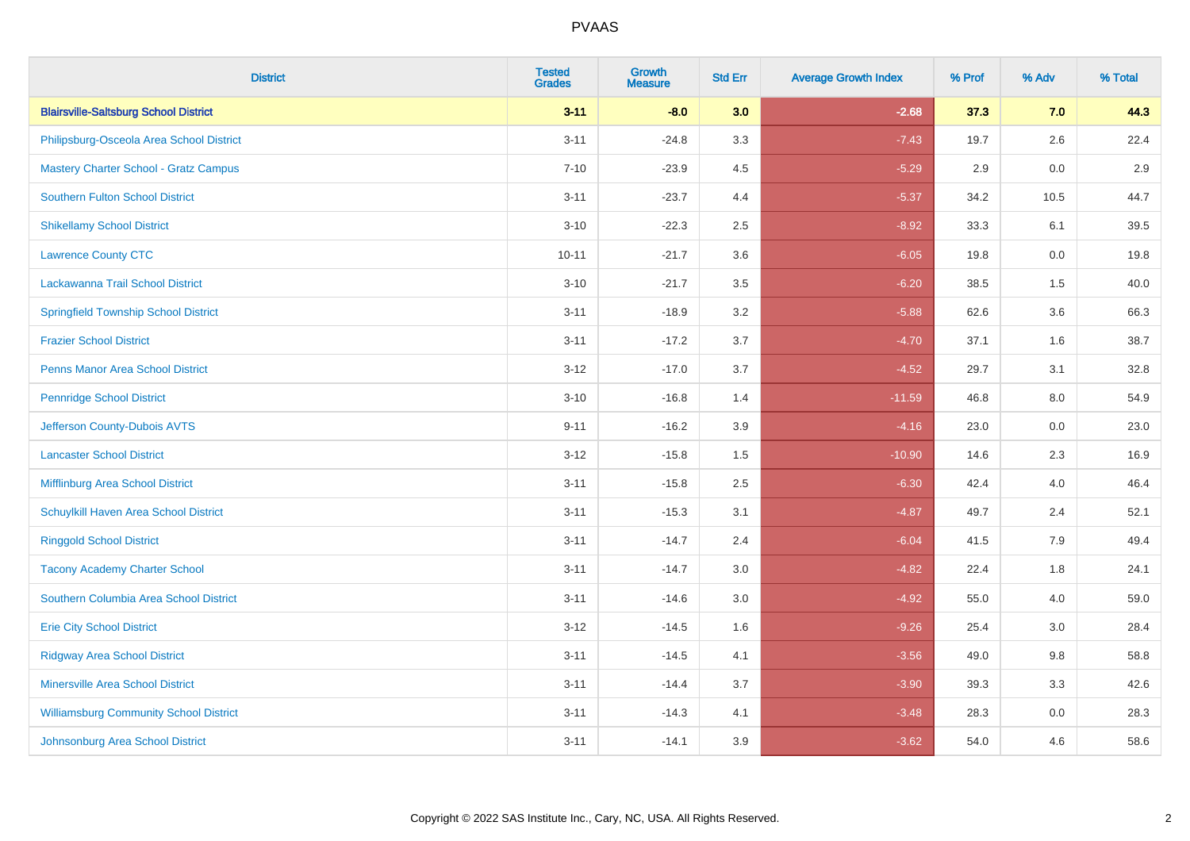# PVAAS

| District | Tested Grades | Growth Measure | Std Err | Average Growth Index | % Prof | % Adv | % Total |
|---|---|---|---|---|---|---|---|
| **Blairsville-Saltsburg School District** | **3-11** | **-8.0** | **3.0** | **-2.68** | **37.3** | **7.0** | **44.3** |
| Philipsburg-Osceola Area School District | 3-11 | -24.8 | 3.3 | -7.43 | 19.7 | 2.6 | 22.4 |
| Mastery Charter School - Gratz Campus | 7-10 | -23.9 | 4.5 | -5.29 | 2.9 | 0.0 | 2.9 |
| Southern Fulton School District | 3-11 | -23.7 | 4.4 | -5.37 | 34.2 | 10.5 | 44.7 |
| Shikellamy School District | 3-10 | -22.3 | 2.5 | -8.92 | 33.3 | 6.1 | 39.5 |
| Lawrence County CTC | 10-11 | -21.7 | 3.6 | -6.05 | 19.8 | 0.0 | 19.8 |
| Lackawanna Trail School District | 3-10 | -21.7 | 3.5 | -6.20 | 38.5 | 1.5 | 40.0 |
| Springfield Township School District | 3-11 | -18.9 | 3.2 | -5.88 | 62.6 | 3.6 | 66.3 |
| Frazier School District | 3-11 | -17.2 | 3.7 | -4.70 | 37.1 | 1.6 | 38.7 |
| Penns Manor Area School District | 3-12 | -17.0 | 3.7 | -4.52 | 29.7 | 3.1 | 32.8 |
| Pennridge School District | 3-10 | -16.8 | 1.4 | -11.59 | 46.8 | 8.0 | 54.9 |
| Jefferson County-Dubois AVTS | 9-11 | -16.2 | 3.9 | -4.16 | 23.0 | 0.0 | 23.0 |
| Lancaster School District | 3-12 | -15.8 | 1.5 | -10.90 | 14.6 | 2.3 | 16.9 |
| Mifflinburg Area School District | 3-11 | -15.8 | 2.5 | -6.30 | 42.4 | 4.0 | 46.4 |
| Schuylkill Haven Area School District | 3-11 | -15.3 | 3.1 | -4.87 | 49.7 | 2.4 | 52.1 |
| Ringgold School District | 3-11 | -14.7 | 2.4 | -6.04 | 41.5 | 7.9 | 49.4 |
| Tacony Academy Charter School | 3-11 | -14.7 | 3.0 | -4.82 | 22.4 | 1.8 | 24.1 |
| Southern Columbia Area School District | 3-11 | -14.6 | 3.0 | -4.92 | 55.0 | 4.0 | 59.0 |
| Erie City School District | 3-12 | -14.5 | 1.6 | -9.26 | 25.4 | 3.0 | 28.4 |
| Ridgway Area School District | 3-11 | -14.5 | 4.1 | -3.56 | 49.0 | 9.8 | 58.8 |
| Minersville Area School District | 3-11 | -14.4 | 3.7 | -3.90 | 39.3 | 3.3 | 42.6 |
| Williamsburg Community School District | 3-11 | -14.3 | 4.1 | -3.48 | 28.3 | 0.0 | 28.3 |
| Johnsonburg Area School District | 3-11 | -14.1 | 3.9 | -3.62 | 54.0 | 4.6 | 58.6 |

Copyright © 2022 SAS Institute Inc., Cary, NC, USA. All Rights Reserved.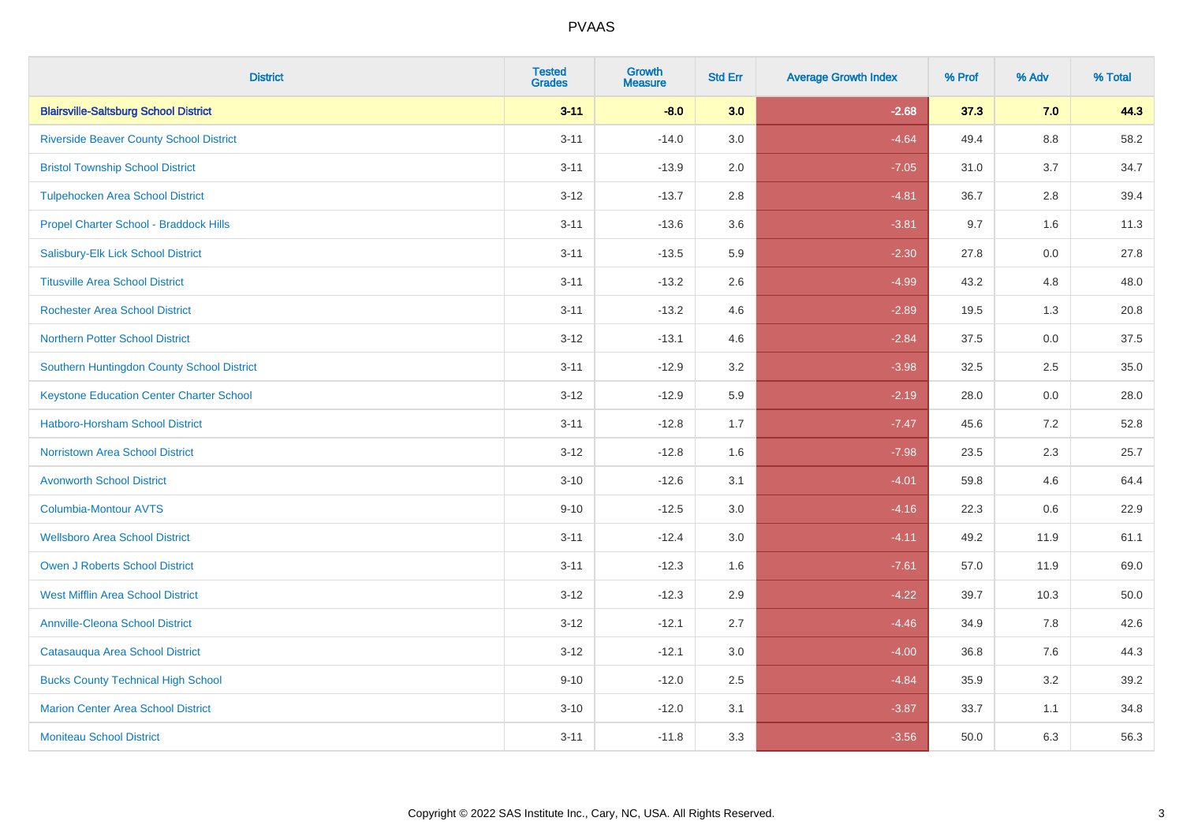# PVAAS

| District | Tested Grades | Growth Measure | Std Err | Average Growth Index | % Prof | % Adv | % Total |
|---|---|---|---|---|---|---|---|
| **Blairsville-Saltsburg School District** | **3-11** | **-8.0** | **3.0** | **-2.68** | **37.3** | **7.0** | **44.3** |
| Riverside Beaver County School District | 3-11 | -14.0 | 3.0 | -4.64 | 49.4 | 8.8 | 58.2 |
| Bristol Township School District | 3-11 | -13.9 | 2.0 | -7.05 | 31.0 | 3.7 | 34.7 |
| Tulpehocken Area School District | 3-12 | -13.7 | 2.8 | -4.81 | 36.7 | 2.8 | 39.4 |
| Propel Charter School - Braddock Hills | 3-11 | -13.6 | 3.6 | -3.81 | 9.7 | 1.6 | 11.3 |
| Salisbury-Elk Lick School District | 3-11 | -13.5 | 5.9 | -2.30 | 27.8 | 0.0 | 27.8 |
| Titusville Area School District | 3-11 | -13.2 | 2.6 | -4.99 | 43.2 | 4.8 | 48.0 |
| Rochester Area School District | 3-11 | -13.2 | 4.6 | -2.89 | 19.5 | 1.3 | 20.8 |
| Northern Potter School District | 3-12 | -13.1 | 4.6 | -2.84 | 37.5 | 0.0 | 37.5 |
| Southern Huntingdon County School District | 3-11 | -12.9 | 3.2 | -3.98 | 32.5 | 2.5 | 35.0 |
| Keystone Education Center Charter School | 3-12 | -12.9 | 5.9 | -2.19 | 28.0 | 0.0 | 28.0 |
| Hatboro-Horsham School District | 3-11 | -12.8 | 1.7 | -7.47 | 45.6 | 7.2 | 52.8 |
| Norristown Area School District | 3-12 | -12.8 | 1.6 | -7.98 | 23.5 | 2.3 | 25.7 |
| Avonworth School District | 3-10 | -12.6 | 3.1 | -4.01 | 59.8 | 4.6 | 64.4 |
| Columbia-Montour AVTS | 9-10 | -12.5 | 3.0 | -4.16 | 22.3 | 0.6 | 22.9 |
| Wellsboro Area School District | 3-11 | -12.4 | 3.0 | -4.11 | 49.2 | 11.9 | 61.1 |
| Owen J Roberts School District | 3-11 | -12.3 | 1.6 | -7.61 | 57.0 | 11.9 | 69.0 |
| West Mifflin Area School District | 3-12 | -12.3 | 2.9 | -4.22 | 39.7 | 10.3 | 50.0 |
| Annville-Cleona School District | 3-12 | -12.1 | 2.7 | -4.46 | 34.9 | 7.8 | 42.6 |
| Catasauqua Area School District | 3-12 | -12.1 | 3.0 | -4.00 | 36.8 | 7.6 | 44.3 |
| Bucks County Technical High School | 9-10 | -12.0 | 2.5 | -4.84 | 35.9 | 3.2 | 39.2 |
| Marion Center Area School District | 3-10 | -12.0 | 3.1 | -3.87 | 33.7 | 1.1 | 34.8 |
| Moniteau School District | 3-11 | -11.8 | 3.3 | -3.56 | 50.0 | 6.3 | 56.3 |

Copyright © 2022 SAS Institute Inc., Cary, NC, USA. All Rights Reserved.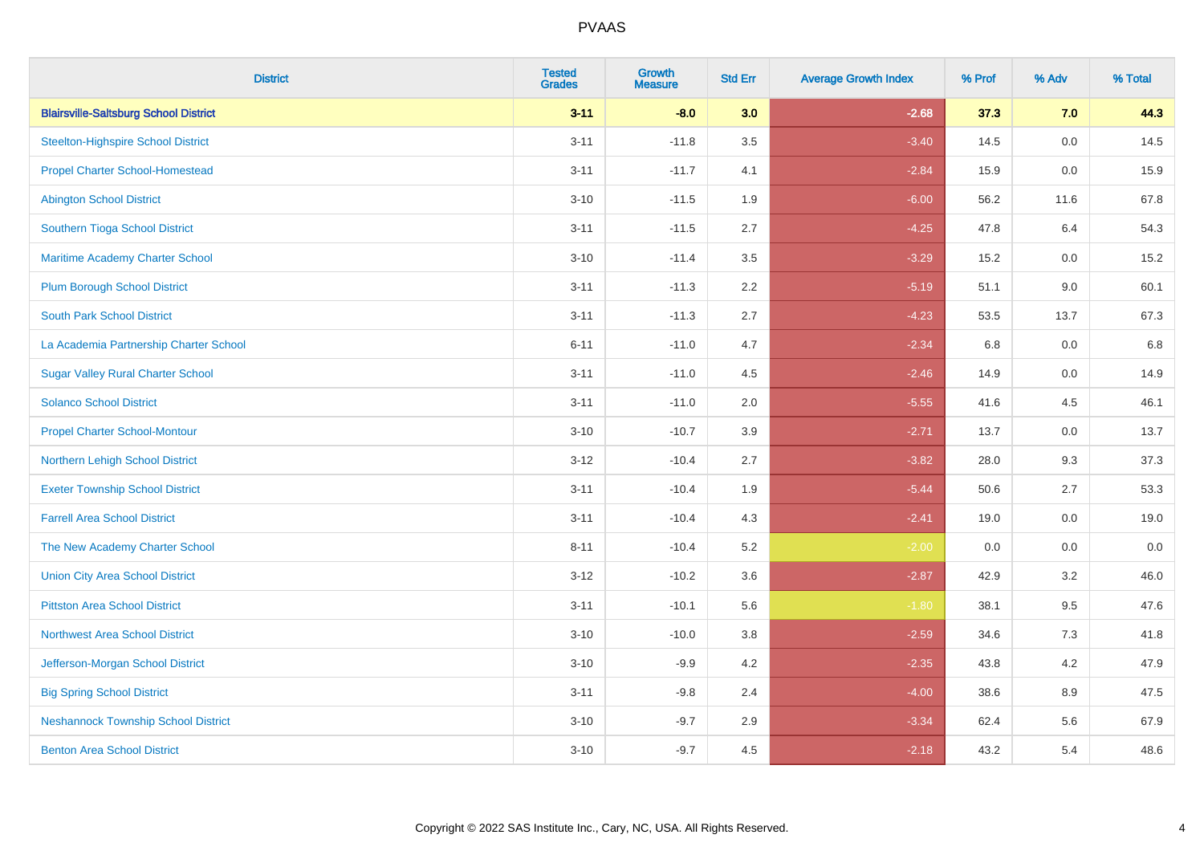# PVAAS

| District | Tested Grades | Growth Measure | Std Err | Average Growth Index | % Prof | % Adv | % Total |
|---|---|---|---|---|---|---|---|
| **Blairsville-Saltsburg School District** | **3-11** | **-8.0** | **3.0** | **-2.68** | **37.3** | **7.0** | **44.3** |
| Steelton-Highspire School District | 3-11 | -11.8 | 3.5 | -3.40 | 14.5 | 0.0 | 14.5 |
| Propel Charter School-Homestead | 3-11 | -11.7 | 4.1 | -2.84 | 15.9 | 0.0 | 15.9 |
| Abington School District | 3-10 | -11.5 | 1.9 | -6.00 | 56.2 | 11.6 | 67.8 |
| Southern Tioga School District | 3-11 | -11.5 | 2.7 | -4.25 | 47.8 | 6.4 | 54.3 |
| Maritime Academy Charter School | 3-10 | -11.4 | 3.5 | -3.29 | 15.2 | 0.0 | 15.2 |
| Plum Borough School District | 3-11 | -11.3 | 2.2 | -5.19 | 51.1 | 9.0 | 60.1 |
| South Park School District | 3-11 | -11.3 | 2.7 | -4.23 | 53.5 | 13.7 | 67.3 |
| La Academia Partnership Charter School | 6-11 | -11.0 | 4.7 | -2.34 | 6.8 | 0.0 | 6.8 |
| Sugar Valley Rural Charter School | 3-11 | -11.0 | 4.5 | -2.46 | 14.9 | 0.0 | 14.9 |
| Solanco School District | 3-11 | -11.0 | 2.0 | -5.55 | 41.6 | 4.5 | 46.1 |
| Propel Charter School-Montour | 3-10 | -10.7 | 3.9 | -2.71 | 13.7 | 0.0 | 13.7 |
| Northern Lehigh School District | 3-12 | -10.4 | 2.7 | -3.82 | 28.0 | 9.3 | 37.3 |
| Exeter Township School District | 3-11 | -10.4 | 1.9 | -5.44 | 50.6 | 2.7 | 53.3 |
| Farrell Area School District | 3-11 | -10.4 | 4.3 | -2.41 | 19.0 | 0.0 | 19.0 |
| The New Academy Charter School | 8-11 | -10.4 | 5.2 | -2.00 | 0.0 | 0.0 | 0.0 |
| Union City Area School District | 3-12 | -10.2 | 3.6 | -2.87 | 42.9 | 3.2 | 46.0 |
| Pittston Area School District | 3-11 | -10.1 | 5.6 | -1.80 | 38.1 | 9.5 | 47.6 |
| Northwest Area School District | 3-10 | -10.0 | 3.8 | -2.59 | 34.6 | 7.3 | 41.8 |
| Jefferson-Morgan School District | 3-10 | -9.9 | 4.2 | -2.35 | 43.8 | 4.2 | 47.9 |
| Big Spring School District | 3-11 | -9.8 | 2.4 | -4.00 | 38.6 | 8.9 | 47.5 |
| Neshannock Township School District | 3-10 | -9.7 | 2.9 | -3.34 | 62.4 | 5.6 | 67.9 |
| Benton Area School District | 3-10 | -9.7 | 4.5 | -2.18 | 43.2 | 5.4 | 48.6 |

Copyright © 2022 SAS Institute Inc., Cary, NC, USA. All Rights Reserved.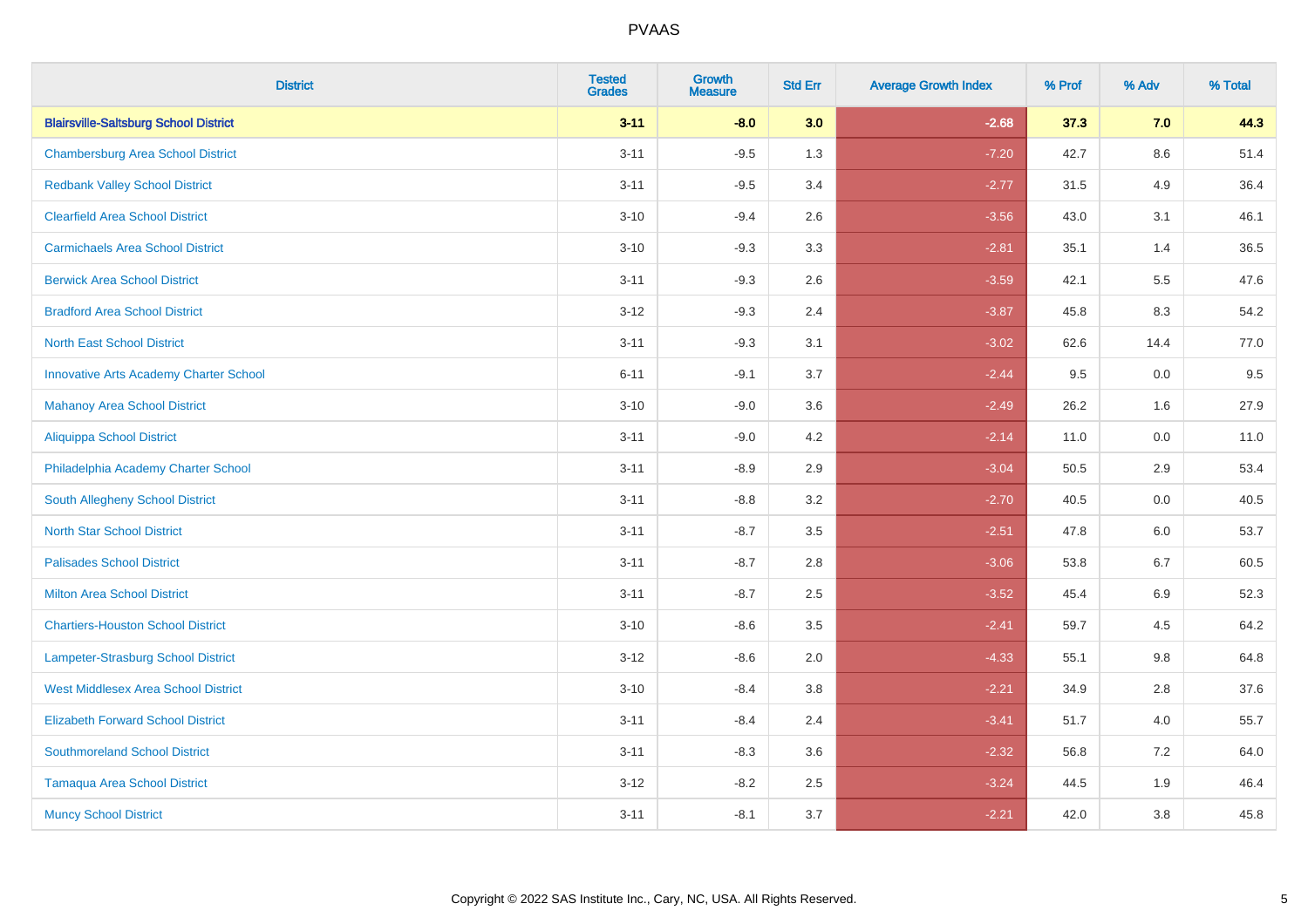| District | Tested Grades | Growth Measure | Std Err | Average Growth Index | % Prof | % Adv | % Total |
|---|---|---|---|---|---|---|---|
| **Blairsville-Saltsburg School District** | **3-11** | **-8.0** | **3.0** | **-2.68** | **37.3** | **7.0** | **44.3** |
| Chambersburg Area School District | 3-11 | -9.5 | 1.3 | -7.20 | 42.7 | 8.6 | 51.4 |
| Redbank Valley School District | 3-11 | -9.5 | 3.4 | -2.77 | 31.5 | 4.9 | 36.4 |
| Clearfield Area School District | 3-10 | -9.4 | 2.6 | -3.56 | 43.0 | 3.1 | 46.1 |
| Carmichaels Area School District | 3-10 | -9.3 | 3.3 | -2.81 | 35.1 | 1.4 | 36.5 |
| Berwick Area School District | 3-11 | -9.3 | 2.6 | -3.59 | 42.1 | 5.5 | 47.6 |
| Bradford Area School District | 3-12 | -9.3 | 2.4 | -3.87 | 45.8 | 8.3 | 54.2 |
| North East School District | 3-11 | -9.3 | 3.1 | -3.02 | 62.6 | 14.4 | 77.0 |
| Innovative Arts Academy Charter School | 6-11 | -9.1 | 3.7 | -2.44 | 9.5 | 0.0 | 9.5 |
| Mahanoy Area School District | 3-10 | -9.0 | 3.6 | -2.49 | 26.2 | 1.6 | 27.9 |
| Aliquippa School District | 3-11 | -9.0 | 4.2 | -2.14 | 11.0 | 0.0 | 11.0 |
| Philadelphia Academy Charter School | 3-11 | -8.9 | 2.9 | -3.04 | 50.5 | 2.9 | 53.4 |
| South Allegheny School District | 3-11 | -8.8 | 3.2 | -2.70 | 40.5 | 0.0 | 40.5 |
| North Star School District | 3-11 | -8.7 | 3.5 | -2.51 | 47.8 | 6.0 | 53.7 |
| Palisades School District | 3-11 | -8.7 | 2.8 | -3.06 | 53.8 | 6.7 | 60.5 |
| Milton Area School District | 3-11 | -8.7 | 2.5 | -3.52 | 45.4 | 6.9 | 52.3 |
| Chartiers-Houston School District | 3-10 | -8.6 | 3.5 | -2.41 | 59.7 | 4.5 | 64.2 |
| Lampeter-Strasburg School District | 3-12 | -8.6 | 2.0 | -4.33 | 55.1 | 9.8 | 64.8 |
| West Middlesex Area School District | 3-10 | -8.4 | 3.8 | -2.21 | 34.9 | 2.8 | 37.6 |
| Elizabeth Forward School District | 3-11 | -8.4 | 2.4 | -3.41 | 51.7 | 4.0 | 55.7 |
| Southmoreland School District | 3-11 | -8.3 | 3.6 | -2.32 | 56.8 | 7.2 | 64.0 |
| Tamaqua Area School District | 3-12 | -8.2 | 2.5 | -3.24 | 44.5 | 1.9 | 46.4 |
| Muncy School District | 3-11 | -8.1 | 3.7 | -2.21 | 42.0 | 3.8 | 45.8 |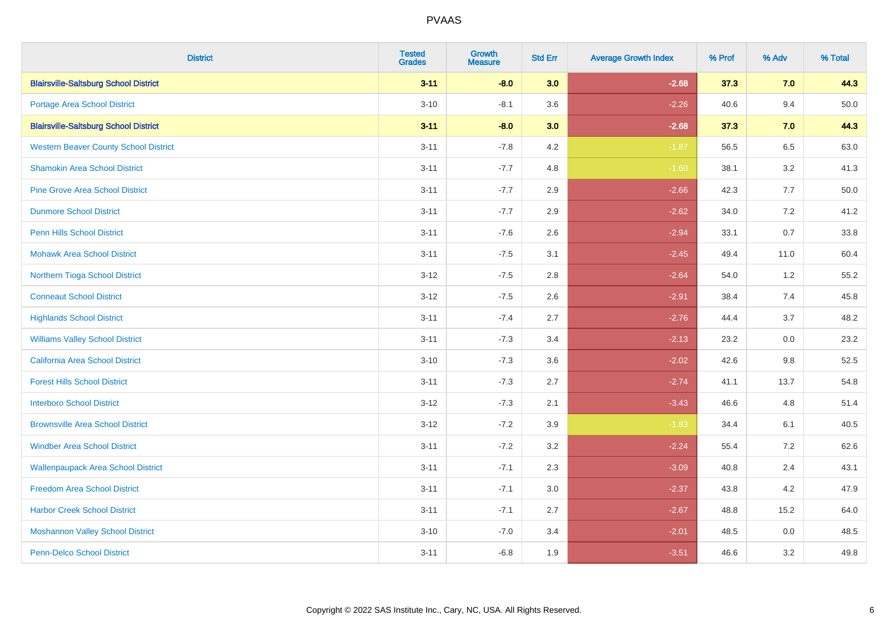| District | Tested Grades | Growth Measure | Std Err | Average Growth Index | % Prof | % Adv | % Total |
|---|---|---|---|---|---|---|---|
| **Blairsville-Saltsburg School District** | **3-11** | **-8.0** | **3.0** | **-2.68** | **37.3** | **7.0** | **44.3** |
| Portage Area School District | 3-10 | -8.1 | 3.6 | -2.26 | 40.6 | 9.4 | 50.0 |
| **Blairsville-Saltsburg School District** | **3-11** | **-8.0** | **3.0** | **-2.68** | **37.3** | **7.0** | **44.3** |
| Western Beaver County School District | 3-11 | -7.8 | 4.2 | -1.87 | 56.5 | 6.5 | 63.0 |
| Shamokin Area School District | 3-11 | -7.7 | 4.8 | -1.60 | 38.1 | 3.2 | 41.3 |
| Pine Grove Area School District | 3-11 | -7.7 | 2.9 | -2.66 | 42.3 | 7.7 | 50.0 |
| Dunmore School District | 3-11 | -7.7 | 2.9 | -2.62 | 34.0 | 7.2 | 41.2 |
| Penn Hills School District | 3-11 | -7.6 | 2.6 | -2.94 | 33.1 | 0.7 | 33.8 |
| Mohawk Area School District | 3-11 | -7.5 | 3.1 | -2.45 | 49.4 | 11.0 | 60.4 |
| Northern Tioga School District | 3-12 | -7.5 | 2.8 | -2.64 | 54.0 | 1.2 | 55.2 |
| Conneaut School District | 3-12 | -7.5 | 2.6 | -2.91 | 38.4 | 7.4 | 45.8 |
| Highlands School District | 3-11 | -7.4 | 2.7 | -2.76 | 44.4 | 3.7 | 48.2 |
| Williams Valley School District | 3-11 | -7.3 | 3.4 | -2.13 | 23.2 | 0.0 | 23.2 |
| California Area School District | 3-10 | -7.3 | 3.6 | -2.02 | 42.6 | 9.8 | 52.5 |
| Forest Hills School District | 3-11 | -7.3 | 2.7 | -2.74 | 41.1 | 13.7 | 54.8 |
| Interboro School District | 3-12 | -7.3 | 2.1 | -3.43 | 46.6 | 4.8 | 51.4 |
| Brownsville Area School District | 3-12 | -7.2 | 3.9 | -1.83 | 34.4 | 6.1 | 40.5 |
| Windber Area School District | 3-11 | -7.2 | 3.2 | -2.24 | 55.4 | 7.2 | 62.6 |
| Wallenpaupack Area School District | 3-11 | -7.1 | 2.3 | -3.09 | 40.8 | 2.4 | 43.1 |
| Freedom Area School District | 3-11 | -7.1 | 3.0 | -2.37 | 43.8 | 4.2 | 47.9 |
| Harbor Creek School District | 3-11 | -7.1 | 2.7 | -2.67 | 48.8 | 15.2 | 64.0 |
| Moshannon Valley School District | 3-10 | -7.0 | 3.4 | -2.01 | 48.5 | 0.0 | 48.5 |
| Penn-Delco School District | 3-11 | -6.8 | 1.9 | -3.51 | 46.6 | 3.2 | 49.8 |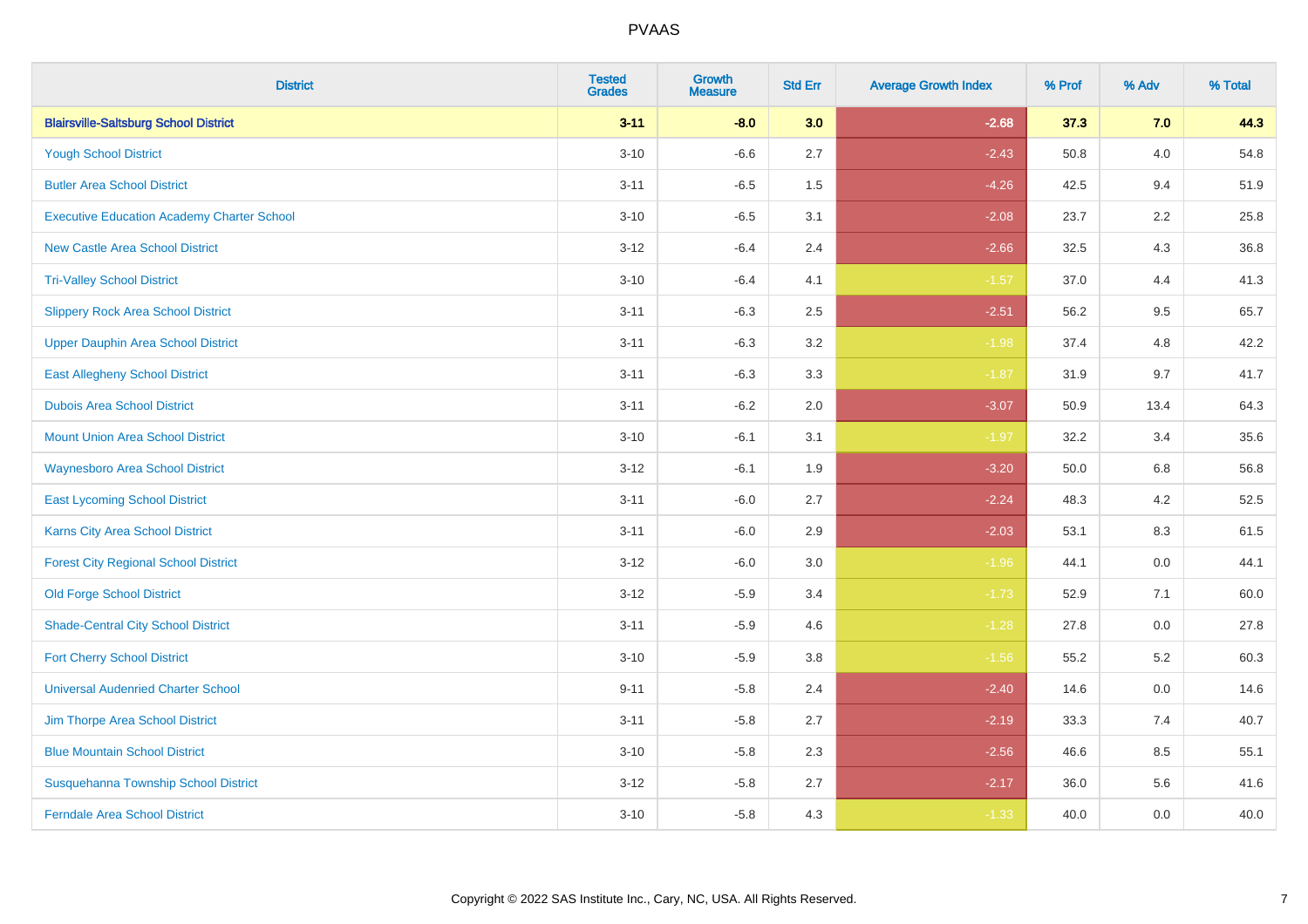| District | Tested Grades | Growth Measure | Std Err | Average Growth Index | % Prof | % Adv | % Total |
|---|---|---|---|---|---|---|---|
| **Blairsville-Saltsburg School District** | **3-11** | **-8.0** | **3.0** | **-2.68** | **37.3** | **7.0** | **44.3** |
| Yough School District | 3-10 | -6.6 | 2.7 | -2.43 | 50.8 | 4.0 | 54.8 |
| Butler Area School District | 3-11 | -6.5 | 1.5 | -4.26 | 42.5 | 9.4 | 51.9 |
| Executive Education Academy Charter School | 3-10 | -6.5 | 3.1 | -2.08 | 23.7 | 2.2 | 25.8 |
| New Castle Area School District | 3-12 | -6.4 | 2.4 | -2.66 | 32.5 | 4.3 | 36.8 |
| Tri-Valley School District | 3-10 | -6.4 | 4.1 | -1.57 | 37.0 | 4.4 | 41.3 |
| Slippery Rock Area School District | 3-11 | -6.3 | 2.5 | -2.51 | 56.2 | 9.5 | 65.7 |
| Upper Dauphin Area School District | 3-11 | -6.3 | 3.2 | -1.98 | 37.4 | 4.8 | 42.2 |
| East Allegheny School District | 3-11 | -6.3 | 3.3 | -1.87 | 31.9 | 9.7 | 41.7 |
| Dubois Area School District | 3-11 | -6.2 | 2.0 | -3.07 | 50.9 | 13.4 | 64.3 |
| Mount Union Area School District | 3-10 | -6.1 | 3.1 | -1.97 | 32.2 | 3.4 | 35.6 |
| Waynesboro Area School District | 3-12 | -6.1 | 1.9 | -3.20 | 50.0 | 6.8 | 56.8 |
| East Lycoming School District | 3-11 | -6.0 | 2.7 | -2.24 | 48.3 | 4.2 | 52.5 |
| Karns City Area School District | 3-11 | -6.0 | 2.9 | -2.03 | 53.1 | 8.3 | 61.5 |
| Forest City Regional School District | 3-12 | -6.0 | 3.0 | -1.96 | 44.1 | 0.0 | 44.1 |
| Old Forge School District | 3-12 | -5.9 | 3.4 | -1.73 | 52.9 | 7.1 | 60.0 |
| Shade-Central City School District | 3-11 | -5.9 | 4.6 | -1.28 | 27.8 | 0.0 | 27.8 |
| Fort Cherry School District | 3-10 | -5.9 | 3.8 | -1.56 | 55.2 | 5.2 | 60.3 |
| Universal Audenried Charter School | 9-11 | -5.8 | 2.4 | -2.40 | 14.6 | 0.0 | 14.6 |
| Jim Thorpe Area School District | 3-11 | -5.8 | 2.7 | -2.19 | 33.3 | 7.4 | 40.7 |
| Blue Mountain School District | 3-10 | -5.8 | 2.3 | -2.56 | 46.6 | 8.5 | 55.1 |
| Susquehanna Township School District | 3-12 | -5.8 | 2.7 | -2.17 | 36.0 | 5.6 | 41.6 |
| Ferndale Area School District | 3-10 | -5.8 | 4.3 | -1.33 | 40.0 | 0.0 | 40.0 |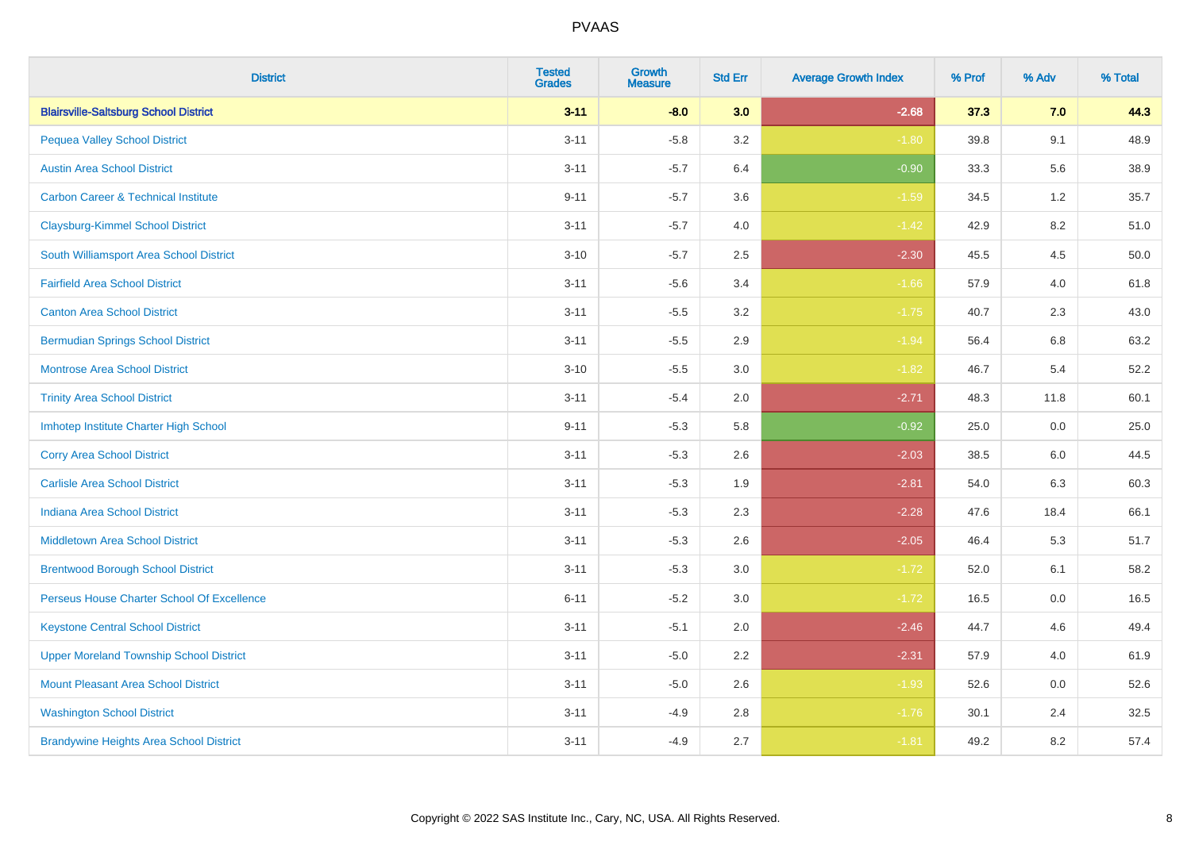| District | Tested Grades | Growth Measure | Std Err | Average Growth Index | % Prof | % Adv | % Total |
|---|---|---|---|---|---|---|---|
| **Blairsville-Saltsburg School District** | **3-11** | **-8.0** | **3.0** | **-2.68** | **37.3** | **7.0** | **44.3** |
| Pequea Valley School District | 3-11 | -5.8 | 3.2 | -1.80 | 39.8 | 9.1 | 48.9 |
| Austin Area School District | 3-11 | -5.7 | 6.4 | -0.90 | 33.3 | 5.6 | 38.9 |
| Carbon Career & Technical Institute | 9-11 | -5.7 | 3.6 | -1.59 | 34.5 | 1.2 | 35.7 |
| Claysburg-Kimmel School District | 3-11 | -5.7 | 4.0 | -1.42 | 42.9 | 8.2 | 51.0 |
| South Williamsport Area School District | 3-10 | -5.7 | 2.5 | -2.30 | 45.5 | 4.5 | 50.0 |
| Fairfield Area School District | 3-11 | -5.6 | 3.4 | -1.66 | 57.9 | 4.0 | 61.8 |
| Canton Area School District | 3-11 | -5.5 | 3.2 | -1.75 | 40.7 | 2.3 | 43.0 |
| Bermudian Springs School District | 3-11 | -5.5 | 2.9 | -1.94 | 56.4 | 6.8 | 63.2 |
| Montrose Area School District | 3-10 | -5.5 | 3.0 | -1.82 | 46.7 | 5.4 | 52.2 |
| Trinity Area School District | 3-11 | -5.4 | 2.0 | -2.71 | 48.3 | 11.8 | 60.1 |
| Imhotep Institute Charter High School | 9-11 | -5.3 | 5.8 | -0.92 | 25.0 | 0.0 | 25.0 |
| Corry Area School District | 3-11 | -5.3 | 2.6 | -2.03 | 38.5 | 6.0 | 44.5 |
| Carlisle Area School District | 3-11 | -5.3 | 1.9 | -2.81 | 54.0 | 6.3 | 60.3 |
| Indiana Area School District | 3-11 | -5.3 | 2.3 | -2.28 | 47.6 | 18.4 | 66.1 |
| Middletown Area School District | 3-11 | -5.3 | 2.6 | -2.05 | 46.4 | 5.3 | 51.7 |
| Brentwood Borough School District | 3-11 | -5.3 | 3.0 | -1.72 | 52.0 | 6.1 | 58.2 |
| Perseus House Charter School Of Excellence | 6-11 | -5.2 | 3.0 | -1.72 | 16.5 | 0.0 | 16.5 |
| Keystone Central School District | 3-11 | -5.1 | 2.0 | -2.46 | 44.7 | 4.6 | 49.4 |
| Upper Moreland Township School District | 3-11 | -5.0 | 2.2 | -2.31 | 57.9 | 4.0 | 61.9 |
| Mount Pleasant Area School District | 3-11 | -5.0 | 2.6 | -1.93 | 52.6 | 0.0 | 52.6 |
| Washington School District | 3-11 | -4.9 | 2.8 | -1.76 | 30.1 | 2.4 | 32.5 |
| Brandywine Heights Area School District | 3-11 | -4.9 | 2.7 | -1.81 | 49.2 | 8.2 | 57.4 |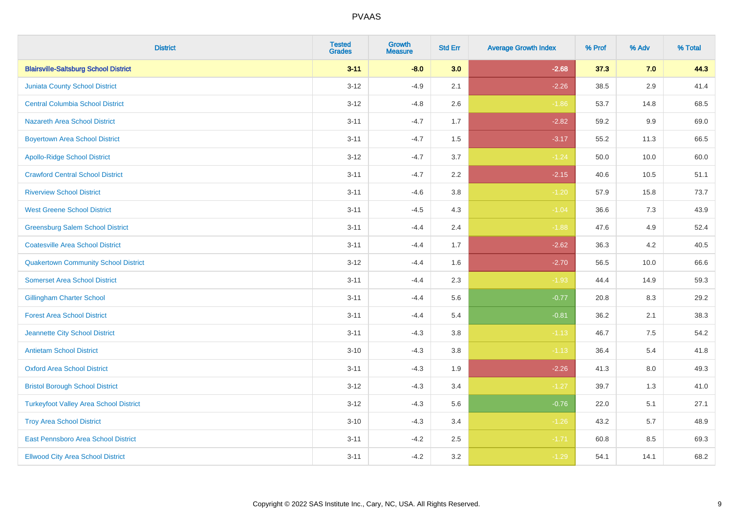| District | Tested Grades | Growth Measure | Std Err | Average Growth Index | % Prof | % Adv | % Total |
|---|---|---|---|---|---|---|---|
| **Blairsville-Saltsburg School District** | **3-11** | **-8.0** | **3.0** | **-2.68** | **37.3** | **7.0** | **44.3** |
| Juniata County School District | 3-12 | -4.9 | 2.1 | -2.26 | 38.5 | 2.9 | 41.4 |
| Central Columbia School District | 3-12 | -4.8 | 2.6 | -1.86 | 53.7 | 14.8 | 68.5 |
| Nazareth Area School District | 3-11 | -4.7 | 1.7 | -2.82 | 59.2 | 9.9 | 69.0 |
| Boyertown Area School District | 3-11 | -4.7 | 1.5 | -3.17 | 55.2 | 11.3 | 66.5 |
| Apollo-Ridge School District | 3-12 | -4.7 | 3.7 | -1.24 | 50.0 | 10.0 | 60.0 |
| Crawford Central School District | 3-11 | -4.7 | 2.2 | -2.15 | 40.6 | 10.5 | 51.1 |
| Riverview School District | 3-11 | -4.6 | 3.8 | -1.20 | 57.9 | 15.8 | 73.7 |
| West Greene School District | 3-11 | -4.5 | 4.3 | -1.04 | 36.6 | 7.3 | 43.9 |
| Greensburg Salem School District | 3-11 | -4.4 | 2.4 | -1.88 | 47.6 | 4.9 | 52.4 |
| Coatesville Area School District | 3-11 | -4.4 | 1.7 | -2.62 | 36.3 | 4.2 | 40.5 |
| Quakertown Community School District | 3-12 | -4.4 | 1.6 | -2.70 | 56.5 | 10.0 | 66.6 |
| Somerset Area School District | 3-11 | -4.4 | 2.3 | -1.93 | 44.4 | 14.9 | 59.3 |
| Gillingham Charter School | 3-11 | -4.4 | 5.6 | -0.77 | 20.8 | 8.3 | 29.2 |
| Forest Area School District | 3-11 | -4.4 | 5.4 | -0.81 | 36.2 | 2.1 | 38.3 |
| Jeannette City School District | 3-11 | -4.3 | 3.8 | -1.13 | 46.7 | 7.5 | 54.2 |
| Antietam School District | 3-10 | -4.3 | 3.8 | -1.13 | 36.4 | 5.4 | 41.8 |
| Oxford Area School District | 3-11 | -4.3 | 1.9 | -2.26 | 41.3 | 8.0 | 49.3 |
| Bristol Borough School District | 3-12 | -4.3 | 3.4 | -1.27 | 39.7 | 1.3 | 41.0 |
| Turkeyfoot Valley Area School District | 3-12 | -4.3 | 5.6 | -0.76 | 22.0 | 5.1 | 27.1 |
| Troy Area School District | 3-10 | -4.3 | 3.4 | -1.26 | 43.2 | 5.7 | 48.9 |
| East Pennsboro Area School District | 3-11 | -4.2 | 2.5 | -1.71 | 60.8 | 8.5 | 69.3 |
| Ellwood City Area School District | 3-11 | -4.2 | 3.2 | -1.29 | 54.1 | 14.1 | 68.2 |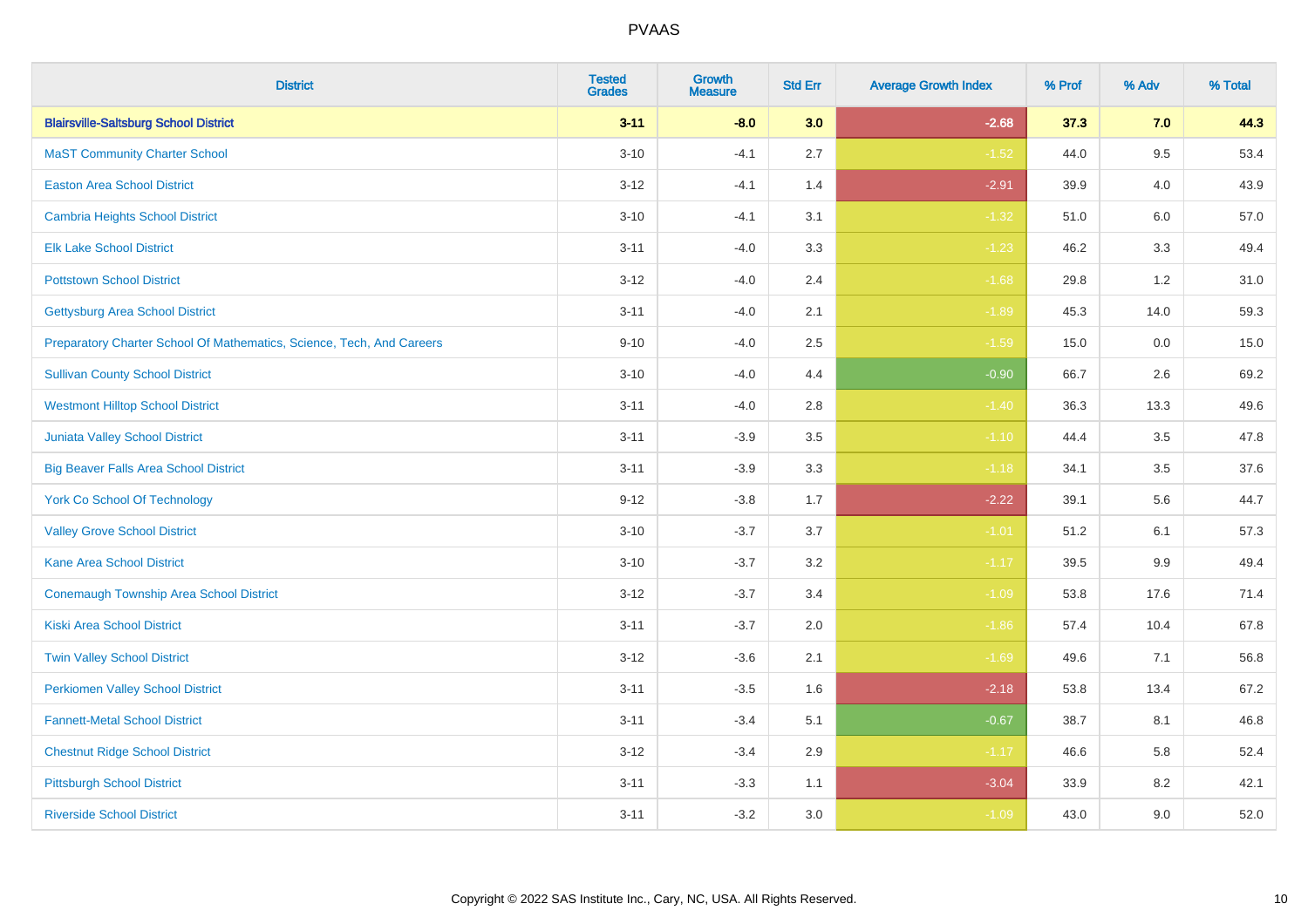| District | Tested Grades | Growth Measure | Std Err | Average Growth Index | % Prof | % Adv | % Total |
|---|---|---|---|---|---|---|---|
| **Blairsville-Saltsburg School District** | **3-11** | **-8.0** | **3.0** | **-2.68** | **37.3** | **7.0** | **44.3** |
| MaST Community Charter School | 3-10 | -4.1 | 2.7 | -1.52 | 44.0 | 9.5 | 53.4 |
| Easton Area School District | 3-12 | -4.1 | 1.4 | -2.91 | 39.9 | 4.0 | 43.9 |
| Cambria Heights School District | 3-10 | -4.1 | 3.1 | -1.32 | 51.0 | 6.0 | 57.0 |
| Elk Lake School District | 3-11 | -4.0 | 3.3 | -1.23 | 46.2 | 3.3 | 49.4 |
| Pottstown School District | 3-12 | -4.0 | 2.4 | -1.68 | 29.8 | 1.2 | 31.0 |
| Gettysburg Area School District | 3-11 | -4.0 | 2.1 | -1.89 | 45.3 | 14.0 | 59.3 |
| Preparatory Charter School Of Mathematics, Science, Tech, And Careers | 9-10 | -4.0 | 2.5 | -1.59 | 15.0 | 0.0 | 15.0 |
| Sullivan County School District | 3-10 | -4.0 | 4.4 | -0.90 | 66.7 | 2.6 | 69.2 |
| Westmont Hilltop School District | 3-11 | -4.0 | 2.8 | -1.40 | 36.3 | 13.3 | 49.6 |
| Juniata Valley School District | 3-11 | -3.9 | 3.5 | -1.10 | 44.4 | 3.5 | 47.8 |
| Big Beaver Falls Area School District | 3-11 | -3.9 | 3.3 | -1.18 | 34.1 | 3.5 | 37.6 |
| York Co School Of Technology | 9-12 | -3.8 | 1.7 | -2.22 | 39.1 | 5.6 | 44.7 |
| Valley Grove School District | 3-10 | -3.7 | 3.7 | -1.01 | 51.2 | 6.1 | 57.3 |
| Kane Area School District | 3-10 | -3.7 | 3.2 | -1.17 | 39.5 | 9.9 | 49.4 |
| Conemaugh Township Area School District | 3-12 | -3.7 | 3.4 | -1.09 | 53.8 | 17.6 | 71.4 |
| Kiski Area School District | 3-11 | -3.7 | 2.0 | -1.86 | 57.4 | 10.4 | 67.8 |
| Twin Valley School District | 3-12 | -3.6 | 2.1 | -1.69 | 49.6 | 7.1 | 56.8 |
| Perkiomen Valley School District | 3-11 | -3.5 | 1.6 | -2.18 | 53.8 | 13.4 | 67.2 |
| Fannett-Metal School District | 3-11 | -3.4 | 5.1 | -0.67 | 38.7 | 8.1 | 46.8 |
| Chestnut Ridge School District | 3-12 | -3.4 | 2.9 | -1.17 | 46.6 | 5.8 | 52.4 |
| Pittsburgh School District | 3-11 | -3.3 | 1.1 | -3.04 | 33.9 | 8.2 | 42.1 |
| Riverside School District | 3-11 | -3.2 | 3.0 | -1.09 | 43.0 | 9.0 | 52.0 |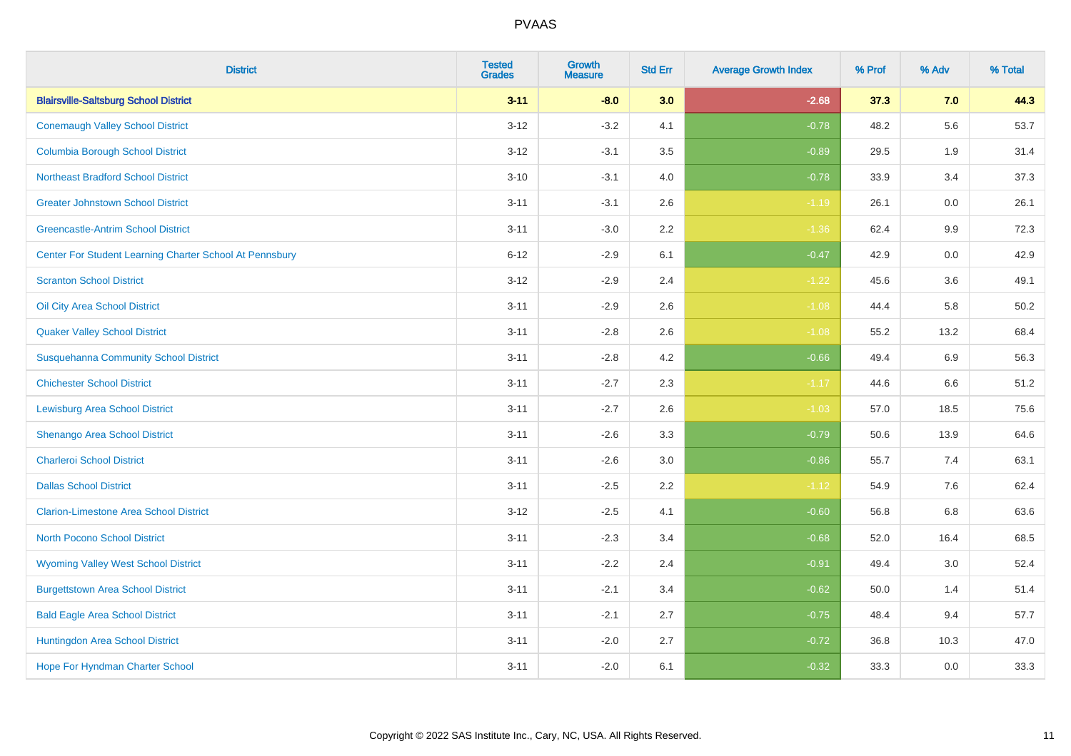| District | Tested Grades | Growth Measure | Std Err | Average Growth Index | % Prof | % Adv | % Total |
|---|---|---|---|---|---|---|---|
| **Blairsville-Saltsburg School District** | **3-11** | **-8.0** | **3.0** | **-2.68** | **37.3** | **7.0** | **44.3** |
| Conemaugh Valley School District | 3-12 | -3.2 | 4.1 | -0.78 | 48.2 | 5.6 | 53.7 |
| Columbia Borough School District | 3-12 | -3.1 | 3.5 | -0.89 | 29.5 | 1.9 | 31.4 |
| Northeast Bradford School District | 3-10 | -3.1 | 4.0 | -0.78 | 33.9 | 3.4 | 37.3 |
| Greater Johnstown School District | 3-11 | -3.1 | 2.6 | -1.19 | 26.1 | 0.0 | 26.1 |
| Greencastle-Antrim School District | 3-11 | -3.0 | 2.2 | -1.36 | 62.4 | 9.9 | 72.3 |
| Center For Student Learning Charter School At Pennsbury | 6-12 | -2.9 | 6.1 | -0.47 | 42.9 | 0.0 | 42.9 |
| Scranton School District | 3-12 | -2.9 | 2.4 | -1.22 | 45.6 | 3.6 | 49.1 |
| Oil City Area School District | 3-11 | -2.9 | 2.6 | -1.08 | 44.4 | 5.8 | 50.2 |
| Quaker Valley School District | 3-11 | -2.8 | 2.6 | -1.08 | 55.2 | 13.2 | 68.4 |
| Susquehanna Community School District | 3-11 | -2.8 | 4.2 | -0.66 | 49.4 | 6.9 | 56.3 |
| Chichester School District | 3-11 | -2.7 | 2.3 | -1.17 | 44.6 | 6.6 | 51.2 |
| Lewisburg Area School District | 3-11 | -2.7 | 2.6 | -1.03 | 57.0 | 18.5 | 75.6 |
| Shenango Area School District | 3-11 | -2.6 | 3.3 | -0.79 | 50.6 | 13.9 | 64.6 |
| Charleroi School District | 3-11 | -2.6 | 3.0 | -0.86 | 55.7 | 7.4 | 63.1 |
| Dallas School District | 3-11 | -2.5 | 2.2 | -1.12 | 54.9 | 7.6 | 62.4 |
| Clarion-Limestone Area School District | 3-12 | -2.5 | 4.1 | -0.60 | 56.8 | 6.8 | 63.6 |
| North Pocono School District | 3-11 | -2.3 | 3.4 | -0.68 | 52.0 | 16.4 | 68.5 |
| Wyoming Valley West School District | 3-11 | -2.2 | 2.4 | -0.91 | 49.4 | 3.0 | 52.4 |
| Burgettstown Area School District | 3-11 | -2.1 | 3.4 | -0.62 | 50.0 | 1.4 | 51.4 |
| Bald Eagle Area School District | 3-11 | -2.1 | 2.7 | -0.75 | 48.4 | 9.4 | 57.7 |
| Huntingdon Area School District | 3-11 | -2.0 | 2.7 | -0.72 | 36.8 | 10.3 | 47.0 |
| Hope For Hyndman Charter School | 3-11 | -2.0 | 6.1 | -0.32 | 33.3 | 0.0 | 33.3 |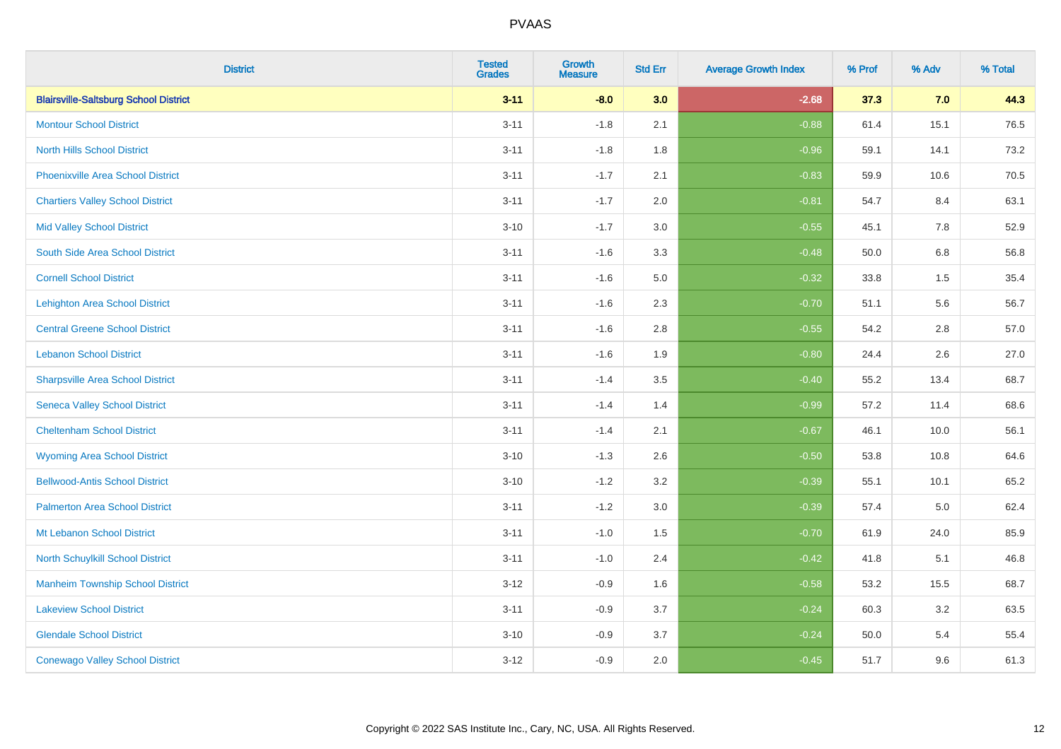| District | Tested Grades | Growth Measure | Std Err | Average Growth Index | % Prof | % Adv | % Total |
|---|---|---|---|---|---|---|---|
| **Blairsville-Saltsburg School District** | **3-11** | **-8.0** | **3.0** | **-2.68** | **37.3** | **7.0** | **44.3** |
| Montour School District | 3-11 | -1.8 | 2.1 | -0.88 | 61.4 | 15.1 | 76.5 |
| North Hills School District | 3-11 | -1.8 | 1.8 | -0.96 | 59.1 | 14.1 | 73.2 |
| Phoenixville Area School District | 3-11 | -1.7 | 2.1 | -0.83 | 59.9 | 10.6 | 70.5 |
| Chartiers Valley School District | 3-11 | -1.7 | 2.0 | -0.81 | 54.7 | 8.4 | 63.1 |
| Mid Valley School District | 3-10 | -1.7 | 3.0 | -0.55 | 45.1 | 7.8 | 52.9 |
| South Side Area School District | 3-11 | -1.6 | 3.3 | -0.48 | 50.0 | 6.8 | 56.8 |
| Cornell School District | 3-11 | -1.6 | 5.0 | -0.32 | 33.8 | 1.5 | 35.4 |
| Lehighton Area School District | 3-11 | -1.6 | 2.3 | -0.70 | 51.1 | 5.6 | 56.7 |
| Central Greene School District | 3-11 | -1.6 | 2.8 | -0.55 | 54.2 | 2.8 | 57.0 |
| Lebanon School District | 3-11 | -1.6 | 1.9 | -0.80 | 24.4 | 2.6 | 27.0 |
| Sharpsville Area School District | 3-11 | -1.4 | 3.5 | -0.40 | 55.2 | 13.4 | 68.7 |
| Seneca Valley School District | 3-11 | -1.4 | 1.4 | -0.99 | 57.2 | 11.4 | 68.6 |
| Cheltenham School District | 3-11 | -1.4 | 2.1 | -0.67 | 46.1 | 10.0 | 56.1 |
| Wyoming Area School District | 3-10 | -1.3 | 2.6 | -0.50 | 53.8 | 10.8 | 64.6 |
| Bellwood-Antis School District | 3-10 | -1.2 | 3.2 | -0.39 | 55.1 | 10.1 | 65.2 |
| Palmerton Area School District | 3-11 | -1.2 | 3.0 | -0.39 | 57.4 | 5.0 | 62.4 |
| Mt Lebanon School District | 3-11 | -1.0 | 1.5 | -0.70 | 61.9 | 24.0 | 85.9 |
| North Schuylkill School District | 3-11 | -1.0 | 2.4 | -0.42 | 41.8 | 5.1 | 46.8 |
| Manheim Township School District | 3-12 | -0.9 | 1.6 | -0.58 | 53.2 | 15.5 | 68.7 |
| Lakeview School District | 3-11 | -0.9 | 3.7 | -0.24 | 60.3 | 3.2 | 63.5 |
| Glendale School District | 3-10 | -0.9 | 3.7 | -0.24 | 50.0 | 5.4 | 55.4 |
| Conewago Valley School District | 3-12 | -0.9 | 2.0 | -0.45 | 51.7 | 9.6 | 61.3 |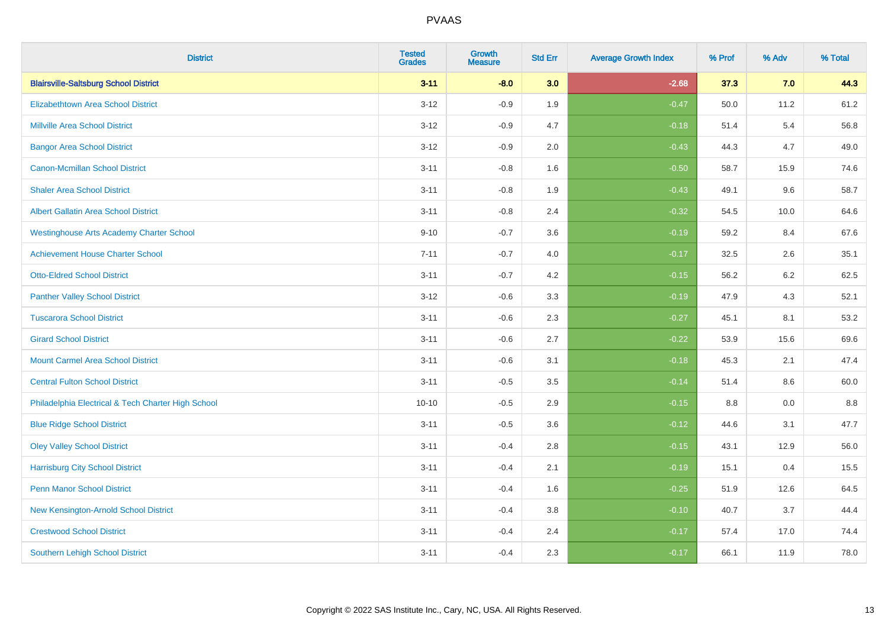| District | Tested Grades | Growth Measure | Std Err | Average Growth Index | % Prof | % Adv | % Total |
|---|---|---|---|---|---|---|---|
| **Blairsville-Saltsburg School District** | **3-11** | **-8.0** | **3.0** | **-2.68** | **37.3** | **7.0** | **44.3** |
| Elizabethtown Area School District | 3-12 | -0.9 | 1.9 | -0.47 | 50.0 | 11.2 | 61.2 |
| Millville Area School District | 3-12 | -0.9 | 4.7 | -0.18 | 51.4 | 5.4 | 56.8 |
| Bangor Area School District | 3-12 | -0.9 | 2.0 | -0.43 | 44.3 | 4.7 | 49.0 |
| Canon-Mcmillan School District | 3-11 | -0.8 | 1.6 | -0.50 | 58.7 | 15.9 | 74.6 |
| Shaler Area School District | 3-11 | -0.8 | 1.9 | -0.43 | 49.1 | 9.6 | 58.7 |
| Albert Gallatin Area School District | 3-11 | -0.8 | 2.4 | -0.32 | 54.5 | 10.0 | 64.6 |
| Westinghouse Arts Academy Charter School | 9-10 | -0.7 | 3.6 | -0.19 | 59.2 | 8.4 | 67.6 |
| Achievement House Charter School | 7-11 | -0.7 | 4.0 | -0.17 | 32.5 | 2.6 | 35.1 |
| Otto-Eldred School District | 3-11 | -0.7 | 4.2 | -0.15 | 56.2 | 6.2 | 62.5 |
| Panther Valley School District | 3-12 | -0.6 | 3.3 | -0.19 | 47.9 | 4.3 | 52.1 |
| Tuscarora School District | 3-11 | -0.6 | 2.3 | -0.27 | 45.1 | 8.1 | 53.2 |
| Girard School District | 3-11 | -0.6 | 2.7 | -0.22 | 53.9 | 15.6 | 69.6 |
| Mount Carmel Area School District | 3-11 | -0.6 | 3.1 | -0.18 | 45.3 | 2.1 | 47.4 |
| Central Fulton School District | 3-11 | -0.5 | 3.5 | -0.14 | 51.4 | 8.6 | 60.0 |
| Philadelphia Electrical & Tech Charter High School | 10-10 | -0.5 | 2.9 | -0.15 | 8.8 | 0.0 | 8.8 |
| Blue Ridge School District | 3-11 | -0.5 | 3.6 | -0.12 | 44.6 | 3.1 | 47.7 |
| Oley Valley School District | 3-11 | -0.4 | 2.8 | -0.15 | 43.1 | 12.9 | 56.0 |
| Harrisburg City School District | 3-11 | -0.4 | 2.1 | -0.19 | 15.1 | 0.4 | 15.5 |
| Penn Manor School District | 3-11 | -0.4 | 1.6 | -0.25 | 51.9 | 12.6 | 64.5 |
| New Kensington-Arnold School District | 3-11 | -0.4 | 3.8 | -0.10 | 40.7 | 3.7 | 44.4 |
| Crestwood School District | 3-11 | -0.4 | 2.4 | -0.17 | 57.4 | 17.0 | 74.4 |
| Southern Lehigh School District | 3-11 | -0.4 | 2.3 | -0.17 | 66.1 | 11.9 | 78.0 |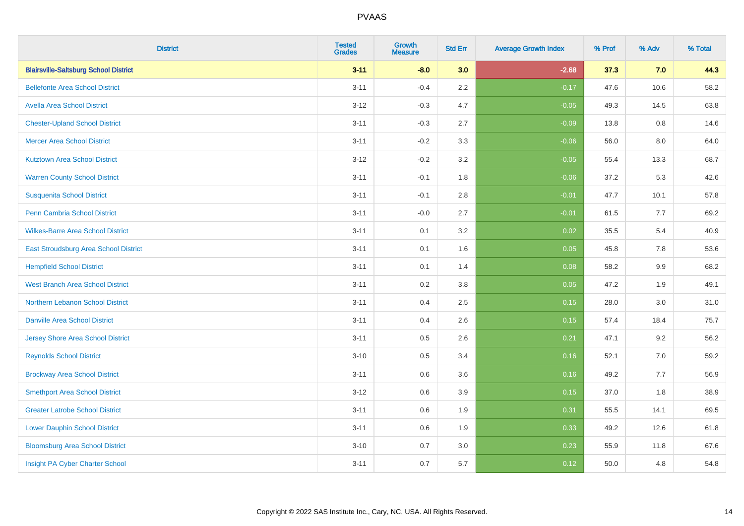# PVAAS

| District | Tested Grades | Growth Measure | Std Err | Average Growth Index | % Prof | % Adv | % Total |
|---|---|---|---|---|---|---|---|
| **Blairsville-Saltsburg School District** | **3-11** | **-8.0** | **3.0** | **-2.68** | **37.3** | **7.0** | **44.3** |
| Bellefonte Area School District | 3-11 | -0.4 | 2.2 | -0.17 | 47.6 | 10.6 | 58.2 |
| Avella Area School District | 3-12 | -0.3 | 4.7 | -0.05 | 49.3 | 14.5 | 63.8 |
| Chester-Upland School District | 3-11 | -0.3 | 2.7 | -0.09 | 13.8 | 0.8 | 14.6 |
| Mercer Area School District | 3-11 | -0.2 | 3.3 | -0.06 | 56.0 | 8.0 | 64.0 |
| Kutztown Area School District | 3-12 | -0.2 | 3.2 | -0.05 | 55.4 | 13.3 | 68.7 |
| Warren County School District | 3-11 | -0.1 | 1.8 | -0.06 | 37.2 | 5.3 | 42.6 |
| Susquenita School District | 3-11 | -0.1 | 2.8 | -0.01 | 47.7 | 10.1 | 57.8 |
| Penn Cambria School District | 3-11 | -0.0 | 2.7 | -0.01 | 61.5 | 7.7 | 69.2 |
| Wilkes-Barre Area School District | 3-11 | 0.1 | 3.2 | 0.02 | 35.5 | 5.4 | 40.9 |
| East Stroudsburg Area School District | 3-11 | 0.1 | 1.6 | 0.05 | 45.8 | 7.8 | 53.6 |
| Hempfield School District | 3-11 | 0.1 | 1.4 | 0.08 | 58.2 | 9.9 | 68.2 |
| West Branch Area School District | 3-11 | 0.2 | 3.8 | 0.05 | 47.2 | 1.9 | 49.1 |
| Northern Lebanon School District | 3-11 | 0.4 | 2.5 | 0.15 | 28.0 | 3.0 | 31.0 |
| Danville Area School District | 3-11 | 0.4 | 2.6 | 0.15 | 57.4 | 18.4 | 75.7 |
| Jersey Shore Area School District | 3-11 | 0.5 | 2.6 | 0.21 | 47.1 | 9.2 | 56.2 |
| Reynolds School District | 3-10 | 0.5 | 3.4 | 0.16 | 52.1 | 7.0 | 59.2 |
| Brockway Area School District | 3-11 | 0.6 | 3.6 | 0.16 | 49.2 | 7.7 | 56.9 |
| Smethport Area School District | 3-12 | 0.6 | 3.9 | 0.15 | 37.0 | 1.8 | 38.9 |
| Greater Latrobe School District | 3-11 | 0.6 | 1.9 | 0.31 | 55.5 | 14.1 | 69.5 |
| Lower Dauphin School District | 3-11 | 0.6 | 1.9 | 0.33 | 49.2 | 12.6 | 61.8 |
| Bloomsburg Area School District | 3-10 | 0.7 | 3.0 | 0.23 | 55.9 | 11.8 | 67.6 |
| Insight PA Cyber Charter School | 3-11 | 0.7 | 5.7 | 0.12 | 50.0 | 4.8 | 54.8 |

Copyright © 2022 SAS Institute Inc., Cary, NC, USA. All Rights Reserved.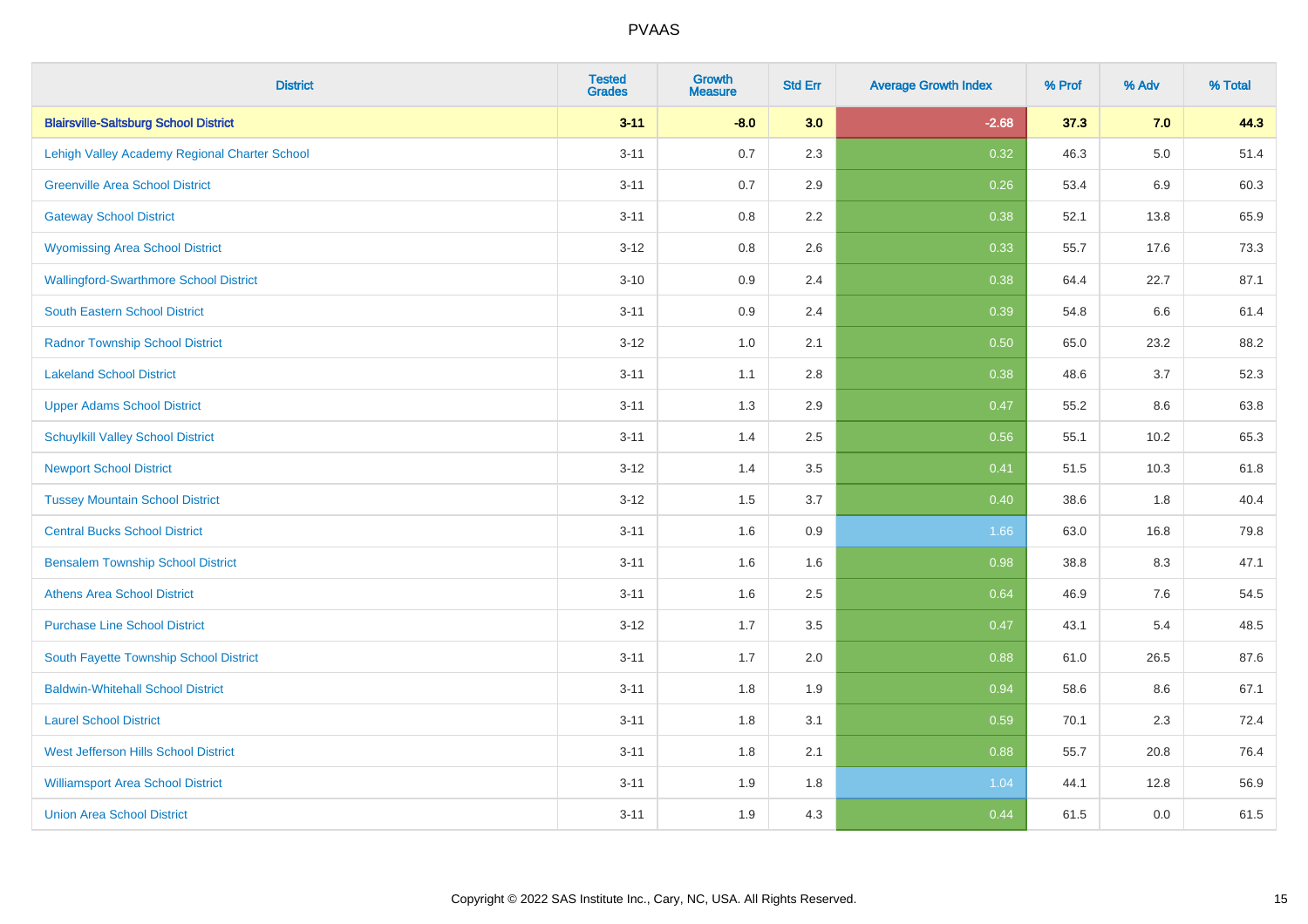| District | Tested Grades | Growth Measure | Std Err | Average Growth Index | % Prof | % Adv | % Total |
|---|---|---|---|---|---|---|---|
| **Blairsville-Saltsburg School District** | **3-11** | **-8.0** | **3.0** | **-2.68** | **37.3** | **7.0** | **44.3** |
| Lehigh Valley Academy Regional Charter School | 3-11 | 0.7 | 2.3 | 0.32 | 46.3 | 5.0 | 51.4 |
| Greenville Area School District | 3-11 | 0.7 | 2.9 | 0.26 | 53.4 | 6.9 | 60.3 |
| Gateway School District | 3-11 | 0.8 | 2.2 | 0.38 | 52.1 | 13.8 | 65.9 |
| Wyomissing Area School District | 3-12 | 0.8 | 2.6 | 0.33 | 55.7 | 17.6 | 73.3 |
| Wallingford-Swarthmore School District | 3-10 | 0.9 | 2.4 | 0.38 | 64.4 | 22.7 | 87.1 |
| South Eastern School District | 3-11 | 0.9 | 2.4 | 0.39 | 54.8 | 6.6 | 61.4 |
| Radnor Township School District | 3-12 | 1.0 | 2.1 | 0.50 | 65.0 | 23.2 | 88.2 |
| Lakeland School District | 3-11 | 1.1 | 2.8 | 0.38 | 48.6 | 3.7 | 52.3 |
| Upper Adams School District | 3-11 | 1.3 | 2.9 | 0.47 | 55.2 | 8.6 | 63.8 |
| Schuylkill Valley School District | 3-11 | 1.4 | 2.5 | 0.56 | 55.1 | 10.2 | 65.3 |
| Newport School District | 3-12 | 1.4 | 3.5 | 0.41 | 51.5 | 10.3 | 61.8 |
| Tussey Mountain School District | 3-12 | 1.5 | 3.7 | 0.40 | 38.6 | 1.8 | 40.4 |
| Central Bucks School District | 3-11 | 1.6 | 0.9 | 1.66 | 63.0 | 16.8 | 79.8 |
| Bensalem Township School District | 3-11 | 1.6 | 1.6 | 0.98 | 38.8 | 8.3 | 47.1 |
| Athens Area School District | 3-11 | 1.6 | 2.5 | 0.64 | 46.9 | 7.6 | 54.5 |
| Purchase Line School District | 3-12 | 1.7 | 3.5 | 0.47 | 43.1 | 5.4 | 48.5 |
| South Fayette Township School District | 3-11 | 1.7 | 2.0 | 0.88 | 61.0 | 26.5 | 87.6 |
| Baldwin-Whitehall School District | 3-11 | 1.8 | 1.9 | 0.94 | 58.6 | 8.6 | 67.1 |
| Laurel School District | 3-11 | 1.8 | 3.1 | 0.59 | 70.1 | 2.3 | 72.4 |
| West Jefferson Hills School District | 3-11 | 1.8 | 2.1 | 0.88 | 55.7 | 20.8 | 76.4 |
| Williamsport Area School District | 3-11 | 1.9 | 1.8 | 1.04 | 44.1 | 12.8 | 56.9 |
| Union Area School District | 3-11 | 1.9 | 4.3 | 0.44 | 61.5 | 0.0 | 61.5 |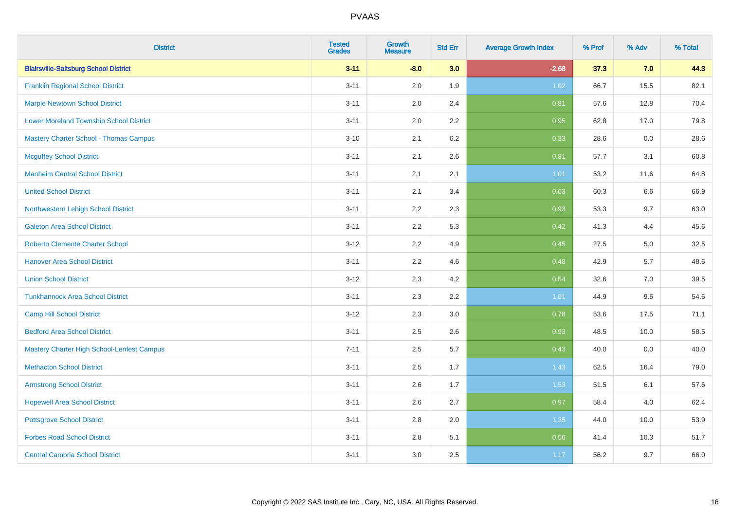# PVAAS

| District | Tested Grades | Growth Measure | Std Err | Average Growth Index | % Prof | % Adv | % Total |
|---|---|---|---|---|---|---|---|
| **Blairsville-Saltsburg School District** | **3-11** | **-8.0** | **3.0** | **-2.68** | **37.3** | **7.0** | **44.3** |
| Franklin Regional School District | 3-11 | 2.0 | 1.9 | 1.02 | 66.7 | 15.5 | 82.1 |
| Marple Newtown School District | 3-11 | 2.0 | 2.4 | 0.81 | 57.6 | 12.8 | 70.4 |
| Lower Moreland Township School District | 3-11 | 2.0 | 2.2 | 0.95 | 62.8 | 17.0 | 79.8 |
| Mastery Charter School - Thomas Campus | 3-10 | 2.1 | 6.2 | 0.33 | 28.6 | 0.0 | 28.6 |
| Mcguffey School District | 3-11 | 2.1 | 2.6 | 0.81 | 57.7 | 3.1 | 60.8 |
| Manheim Central School District | 3-11 | 2.1 | 2.1 | 1.01 | 53.2 | 11.6 | 64.8 |
| United School District | 3-11 | 2.1 | 3.4 | 0.63 | 60.3 | 6.6 | 66.9 |
| Northwestern Lehigh School District | 3-11 | 2.2 | 2.3 | 0.93 | 53.3 | 9.7 | 63.0 |
| Galeton Area School District | 3-11 | 2.2 | 5.3 | 0.42 | 41.3 | 4.4 | 45.6 |
| Roberto Clemente Charter School | 3-12 | 2.2 | 4.9 | 0.45 | 27.5 | 5.0 | 32.5 |
| Hanover Area School District | 3-11 | 2.2 | 4.6 | 0.48 | 42.9 | 5.7 | 48.6 |
| Union School District | 3-12 | 2.3 | 4.2 | 0.54 | 32.6 | 7.0 | 39.5 |
| Tunkhannock Area School District | 3-11 | 2.3 | 2.2 | 1.01 | 44.9 | 9.6 | 54.6 |
| Camp Hill School District | 3-12 | 2.3 | 3.0 | 0.78 | 53.6 | 17.5 | 71.1 |
| Bedford Area School District | 3-11 | 2.5 | 2.6 | 0.93 | 48.5 | 10.0 | 58.5 |
| Mastery Charter High School-Lenfest Campus | 7-11 | 2.5 | 5.7 | 0.43 | 40.0 | 0.0 | 40.0 |
| Methacton School District | 3-11 | 2.5 | 1.7 | 1.43 | 62.5 | 16.4 | 79.0 |
| Armstrong School District | 3-11 | 2.6 | 1.7 | 1.53 | 51.5 | 6.1 | 57.6 |
| Hopewell Area School District | 3-11 | 2.6 | 2.7 | 0.97 | 58.4 | 4.0 | 62.4 |
| Pottsgrove School District | 3-11 | 2.8 | 2.0 | 1.35 | 44.0 | 10.0 | 53.9 |
| Forbes Road School District | 3-11 | 2.8 | 5.1 | 0.56 | 41.4 | 10.3 | 51.7 |
| Central Cambria School District | 3-11 | 3.0 | 2.5 | 1.17 | 56.2 | 9.7 | 66.0 |

Copyright © 2022 SAS Institute Inc., Cary, NC, USA. All Rights Reserved.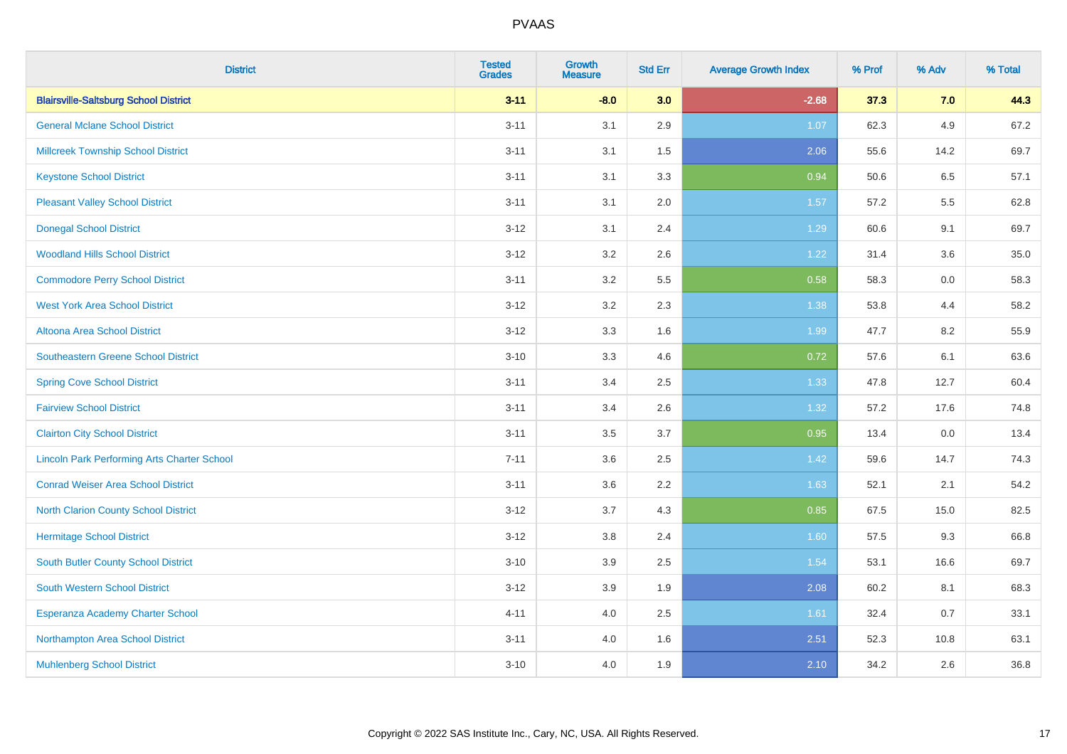| District | Tested Grades | Growth Measure | Std Err | Average Growth Index | % Prof | % Adv | % Total |
|---|---|---|---|---|---|---|---|
| **Blairsville-Saltsburg School District** | **3-11** | **-8.0** | **3.0** | **-2.68** | **37.3** | **7.0** | **44.3** |
| General Mclane School District | 3-11 | 3.1 | 2.9 | 1.07 | 62.3 | 4.9 | 67.2 |
| Millcreek Township School District | 3-11 | 3.1 | 1.5 | 2.06 | 55.6 | 14.2 | 69.7 |
| Keystone School District | 3-11 | 3.1 | 3.3 | 0.94 | 50.6 | 6.5 | 57.1 |
| Pleasant Valley School District | 3-11 | 3.1 | 2.0 | 1.57 | 57.2 | 5.5 | 62.8 |
| Donegal School District | 3-12 | 3.1 | 2.4 | 1.29 | 60.6 | 9.1 | 69.7 |
| Woodland Hills School District | 3-12 | 3.2 | 2.6 | 1.22 | 31.4 | 3.6 | 35.0 |
| Commodore Perry School District | 3-11 | 3.2 | 5.5 | 0.58 | 58.3 | 0.0 | 58.3 |
| West York Area School District | 3-12 | 3.2 | 2.3 | 1.38 | 53.8 | 4.4 | 58.2 |
| Altoona Area School District | 3-12 | 3.3 | 1.6 | 1.99 | 47.7 | 8.2 | 55.9 |
| Southeastern Greene School District | 3-10 | 3.3 | 4.6 | 0.72 | 57.6 | 6.1 | 63.6 |
| Spring Cove School District | 3-11 | 3.4 | 2.5 | 1.33 | 47.8 | 12.7 | 60.4 |
| Fairview School District | 3-11 | 3.4 | 2.6 | 1.32 | 57.2 | 17.6 | 74.8 |
| Clairton City School District | 3-11 | 3.5 | 3.7 | 0.95 | 13.4 | 0.0 | 13.4 |
| Lincoln Park Performing Arts Charter School | 7-11 | 3.6 | 2.5 | 1.42 | 59.6 | 14.7 | 74.3 |
| Conrad Weiser Area School District | 3-11 | 3.6 | 2.2 | 1.63 | 52.1 | 2.1 | 54.2 |
| North Clarion County School District | 3-12 | 3.7 | 4.3 | 0.85 | 67.5 | 15.0 | 82.5 |
| Hermitage School District | 3-12 | 3.8 | 2.4 | 1.60 | 57.5 | 9.3 | 66.8 |
| South Butler County School District | 3-10 | 3.9 | 2.5 | 1.54 | 53.1 | 16.6 | 69.7 |
| South Western School District | 3-12 | 3.9 | 1.9 | 2.08 | 60.2 | 8.1 | 68.3 |
| Esperanza Academy Charter School | 4-11 | 4.0 | 2.5 | 1.61 | 32.4 | 0.7 | 33.1 |
| Northampton Area School District | 3-11 | 4.0 | 1.6 | 2.51 | 52.3 | 10.8 | 63.1 |
| Muhlenberg School District | 3-10 | 4.0 | 1.9 | 2.10 | 34.2 | 2.6 | 36.8 |

Copyright © 2022 SAS Institute Inc., Cary, NC, USA. All Rights Reserved.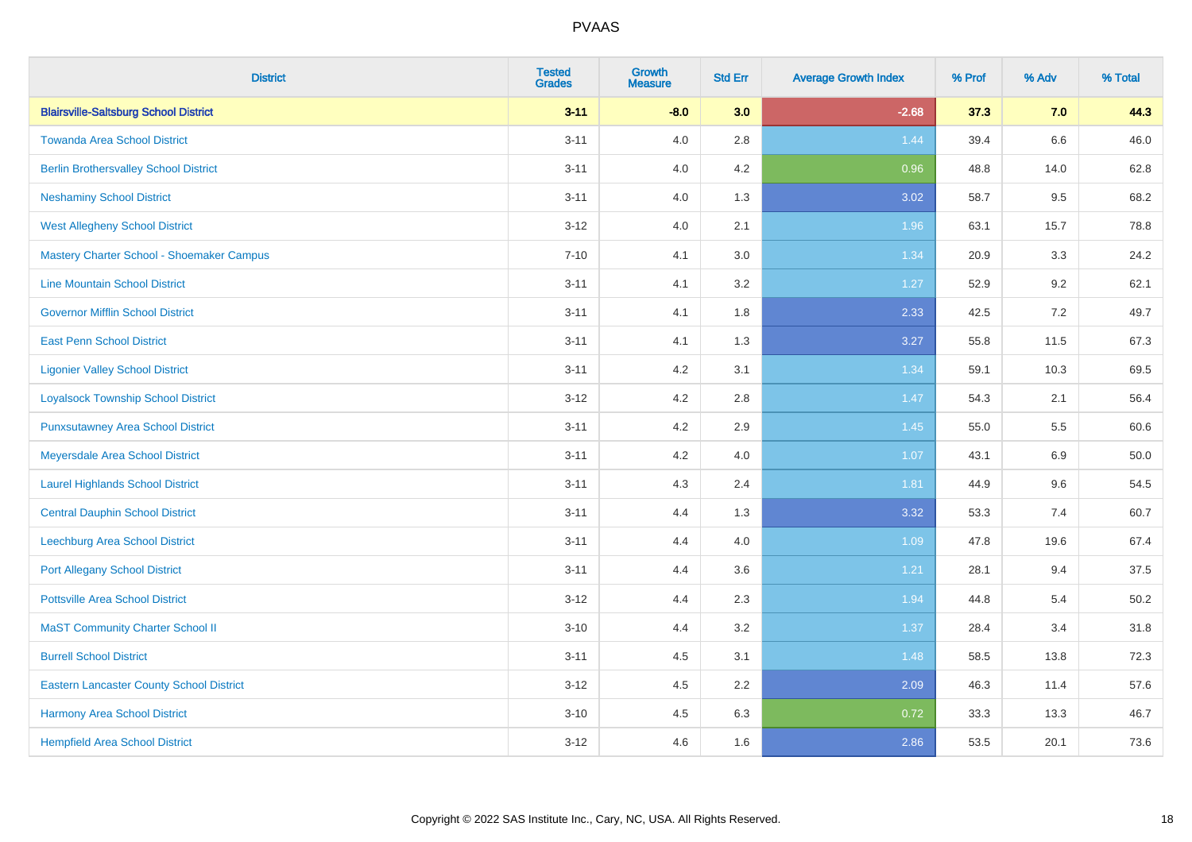| District | Tested Grades | Growth Measure | Std Err | Average Growth Index | % Prof | % Adv | % Total |
|---|---|---|---|---|---|---|---|
| **Blairsville-Saltsburg School District** | **3-11** | **-8.0** | **3.0** | **-2.68** | **37.3** | **7.0** | **44.3** |
| Towanda Area School District | 3-11 | 4.0 | 2.8 | 1.44 | 39.4 | 6.6 | 46.0 |
| Berlin Brothersvalley School District | 3-11 | 4.0 | 4.2 | 0.96 | 48.8 | 14.0 | 62.8 |
| Neshaminy School District | 3-11 | 4.0 | 1.3 | 3.02 | 58.7 | 9.5 | 68.2 |
| West Allegheny School District | 3-12 | 4.0 | 2.1 | 1.96 | 63.1 | 15.7 | 78.8 |
| Mastery Charter School - Shoemaker Campus | 7-10 | 4.1 | 3.0 | 1.34 | 20.9 | 3.3 | 24.2 |
| Line Mountain School District | 3-11 | 4.1 | 3.2 | 1.27 | 52.9 | 9.2 | 62.1 |
| Governor Mifflin School District | 3-11 | 4.1 | 1.8 | 2.33 | 42.5 | 7.2 | 49.7 |
| East Penn School District | 3-11 | 4.1 | 1.3 | 3.27 | 55.8 | 11.5 | 67.3 |
| Ligonier Valley School District | 3-11 | 4.2 | 3.1 | 1.34 | 59.1 | 10.3 | 69.5 |
| Loyalsock Township School District | 3-12 | 4.2 | 2.8 | 1.47 | 54.3 | 2.1 | 56.4 |
| Punxsutawney Area School District | 3-11 | 4.2 | 2.9 | 1.45 | 55.0 | 5.5 | 60.6 |
| Meyersdale Area School District | 3-11 | 4.2 | 4.0 | 1.07 | 43.1 | 6.9 | 50.0 |
| Laurel Highlands School District | 3-11 | 4.3 | 2.4 | 1.81 | 44.9 | 9.6 | 54.5 |
| Central Dauphin School District | 3-11 | 4.4 | 1.3 | 3.32 | 53.3 | 7.4 | 60.7 |
| Leechburg Area School District | 3-11 | 4.4 | 4.0 | 1.09 | 47.8 | 19.6 | 67.4 |
| Port Allegany School District | 3-11 | 4.4 | 3.6 | 1.21 | 28.1 | 9.4 | 37.5 |
| Pottsville Area School District | 3-12 | 4.4 | 2.3 | 1.94 | 44.8 | 5.4 | 50.2 |
| MaST Community Charter School II | 3-10 | 4.4 | 3.2 | 1.37 | 28.4 | 3.4 | 31.8 |
| Burrell School District | 3-11 | 4.5 | 3.1 | 1.48 | 58.5 | 13.8 | 72.3 |
| Eastern Lancaster County School District | 3-12 | 4.5 | 2.2 | 2.09 | 46.3 | 11.4 | 57.6 |
| Harmony Area School District | 3-10 | 4.5 | 6.3 | 0.72 | 33.3 | 13.3 | 46.7 |
| Hempfield Area School District | 3-12 | 4.6 | 1.6 | 2.86 | 53.5 | 20.1 | 73.6 |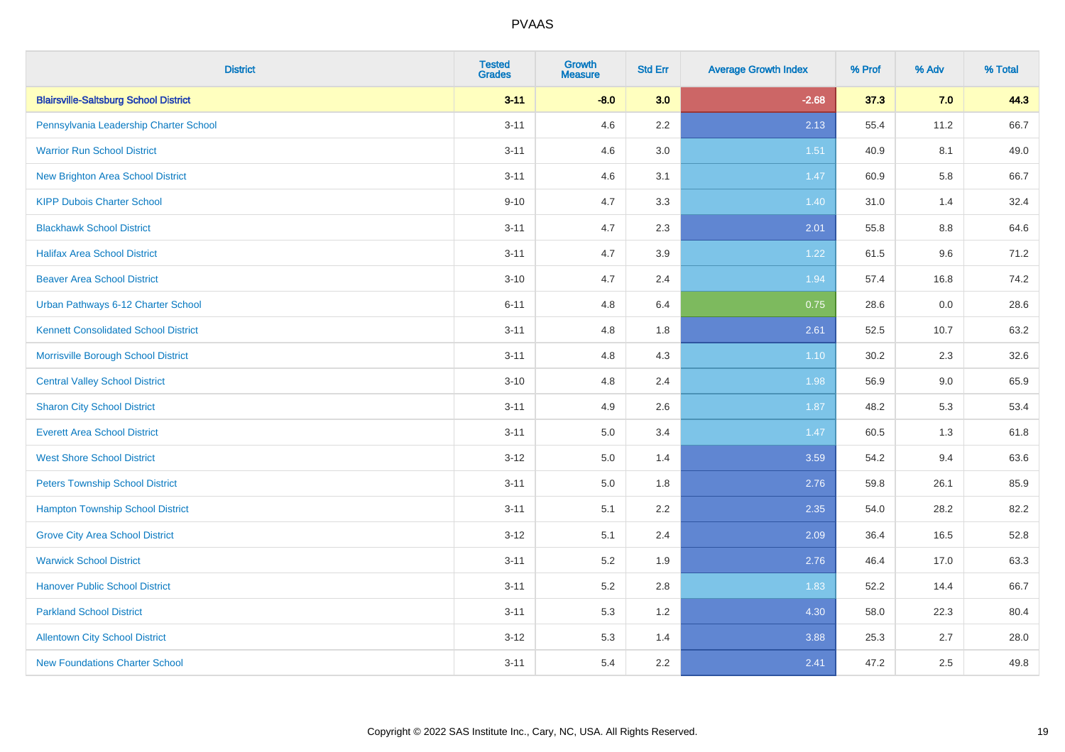| District | Tested Grades | Growth Measure | Std Err | Average Growth Index | % Prof | % Adv | % Total |
|---|---|---|---|---|---|---|---|
| **Blairsville-Saltsburg School District** | **3-11** | **-8.0** | **3.0** | **-2.68** | **37.3** | **7.0** | **44.3** |
| Pennsylvania Leadership Charter School | 3-11 | 4.6 | 2.2 | 2.13 | 55.4 | 11.2 | 66.7 |
| Warrior Run School District | 3-11 | 4.6 | 3.0 | 1.51 | 40.9 | 8.1 | 49.0 |
| New Brighton Area School District | 3-11 | 4.6 | 3.1 | 1.47 | 60.9 | 5.8 | 66.7 |
| KIPP Dubois Charter School | 9-10 | 4.7 | 3.3 | 1.40 | 31.0 | 1.4 | 32.4 |
| Blackhawk School District | 3-11 | 4.7 | 2.3 | 2.01 | 55.8 | 8.8 | 64.6 |
| Halifax Area School District | 3-11 | 4.7 | 3.9 | 1.22 | 61.5 | 9.6 | 71.2 |
| Beaver Area School District | 3-10 | 4.7 | 2.4 | 1.94 | 57.4 | 16.8 | 74.2 |
| Urban Pathways 6-12 Charter School | 6-11 | 4.8 | 6.4 | 0.75 | 28.6 | 0.0 | 28.6 |
| Kennett Consolidated School District | 3-11 | 4.8 | 1.8 | 2.61 | 52.5 | 10.7 | 63.2 |
| Morrisville Borough School District | 3-11 | 4.8 | 4.3 | 1.10 | 30.2 | 2.3 | 32.6 |
| Central Valley School District | 3-10 | 4.8 | 2.4 | 1.98 | 56.9 | 9.0 | 65.9 |
| Sharon City School District | 3-11 | 4.9 | 2.6 | 1.87 | 48.2 | 5.3 | 53.4 |
| Everett Area School District | 3-11 | 5.0 | 3.4 | 1.47 | 60.5 | 1.3 | 61.8 |
| West Shore School District | 3-12 | 5.0 | 1.4 | 3.59 | 54.2 | 9.4 | 63.6 |
| Peters Township School District | 3-11 | 5.0 | 1.8 | 2.76 | 59.8 | 26.1 | 85.9 |
| Hampton Township School District | 3-11 | 5.1 | 2.2 | 2.35 | 54.0 | 28.2 | 82.2 |
| Grove City Area School District | 3-12 | 5.1 | 2.4 | 2.09 | 36.4 | 16.5 | 52.8 |
| Warwick School District | 3-11 | 5.2 | 1.9 | 2.76 | 46.4 | 17.0 | 63.3 |
| Hanover Public School District | 3-11 | 5.2 | 2.8 | 1.83 | 52.2 | 14.4 | 66.7 |
| Parkland School District | 3-11 | 5.3 | 1.2 | 4.30 | 58.0 | 22.3 | 80.4 |
| Allentown City School District | 3-12 | 5.3 | 1.4 | 3.88 | 25.3 | 2.7 | 28.0 |
| New Foundations Charter School | 3-11 | 5.4 | 2.2 | 2.41 | 47.2 | 2.5 | 49.8 |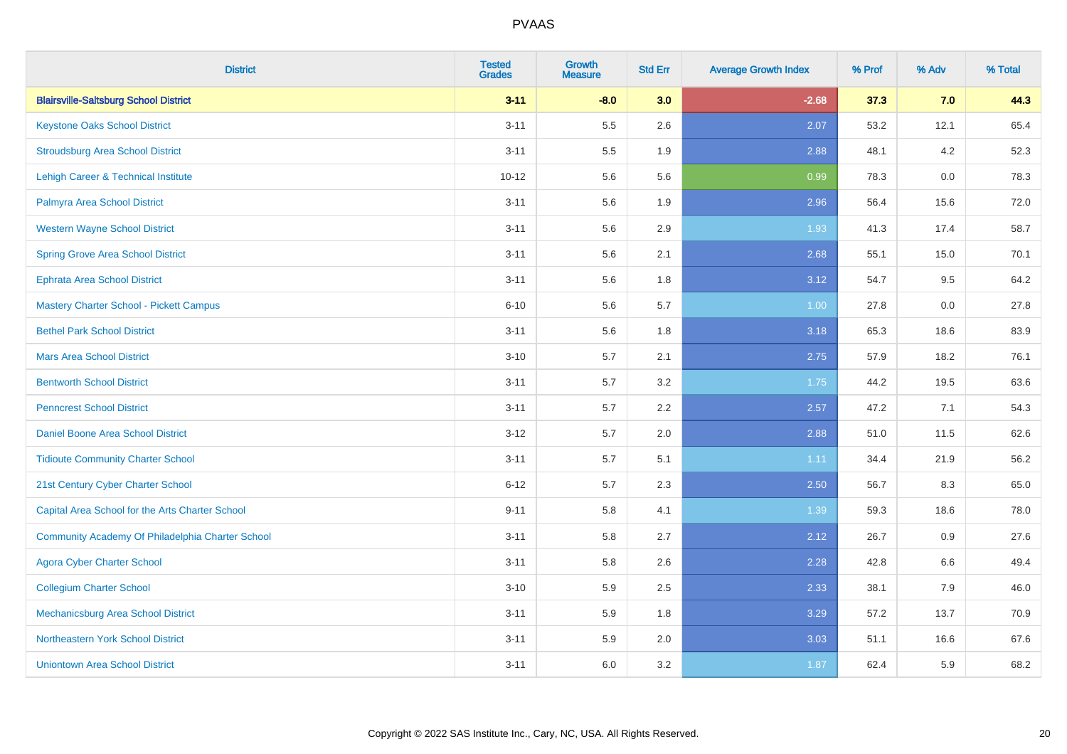# PVAAS

| District | Tested Grades | Growth Measure | Std Err | Average Growth Index | % Prof | % Adv | % Total |
|---|---|---|---|---|---|---|---|
| **Blairsville-Saltsburg School District** | **3-11** | **-8.0** | **3.0** | **-2.68** | **37.3** | **7.0** | **44.3** |
| Keystone Oaks School District | 3-11 | 5.5 | 2.6 | 2.07 | 53.2 | 12.1 | 65.4 |
| Stroudsburg Area School District | 3-11 | 5.5 | 1.9 | 2.88 | 48.1 | 4.2 | 52.3 |
| Lehigh Career & Technical Institute | 10-12 | 5.6 | 5.6 | 0.99 | 78.3 | 0.0 | 78.3 |
| Palmyra Area School District | 3-11 | 5.6 | 1.9 | 2.96 | 56.4 | 15.6 | 72.0 |
| Western Wayne School District | 3-11 | 5.6 | 2.9 | 1.93 | 41.3 | 17.4 | 58.7 |
| Spring Grove Area School District | 3-11 | 5.6 | 2.1 | 2.68 | 55.1 | 15.0 | 70.1 |
| Ephrata Area School District | 3-11 | 5.6 | 1.8 | 3.12 | 54.7 | 9.5 | 64.2 |
| Mastery Charter School - Pickett Campus | 6-10 | 5.6 | 5.7 | 1.00 | 27.8 | 0.0 | 27.8 |
| Bethel Park School District | 3-11 | 5.6 | 1.8 | 3.18 | 65.3 | 18.6 | 83.9 |
| Mars Area School District | 3-10 | 5.7 | 2.1 | 2.75 | 57.9 | 18.2 | 76.1 |
| Bentworth School District | 3-11 | 5.7 | 3.2 | 1.75 | 44.2 | 19.5 | 63.6 |
| Penncrest School District | 3-11 | 5.7 | 2.2 | 2.57 | 47.2 | 7.1 | 54.3 |
| Daniel Boone Area School District | 3-12 | 5.7 | 2.0 | 2.88 | 51.0 | 11.5 | 62.6 |
| Tidioute Community Charter School | 3-11 | 5.7 | 5.1 | 1.11 | 34.4 | 21.9 | 56.2 |
| 21st Century Cyber Charter School | 6-12 | 5.7 | 2.3 | 2.50 | 56.7 | 8.3 | 65.0 |
| Capital Area School for the Arts Charter School | 9-11 | 5.8 | 4.1 | 1.39 | 59.3 | 18.6 | 78.0 |
| Community Academy Of Philadelphia Charter School | 3-11 | 5.8 | 2.7 | 2.12 | 26.7 | 0.9 | 27.6 |
| Agora Cyber Charter School | 3-11 | 5.8 | 2.6 | 2.28 | 42.8 | 6.6 | 49.4 |
| Collegium Charter School | 3-10 | 5.9 | 2.5 | 2.33 | 38.1 | 7.9 | 46.0 |
| Mechanicsburg Area School District | 3-11 | 5.9 | 1.8 | 3.29 | 57.2 | 13.7 | 70.9 |
| Northeastern York School District | 3-11 | 5.9 | 2.0 | 3.03 | 51.1 | 16.6 | 67.6 |
| Uniontown Area School District | 3-11 | 6.0 | 3.2 | 1.87 | 62.4 | 5.9 | 68.2 |

Copyright © 2022 SAS Institute Inc., Cary, NC, USA. All Rights Reserved.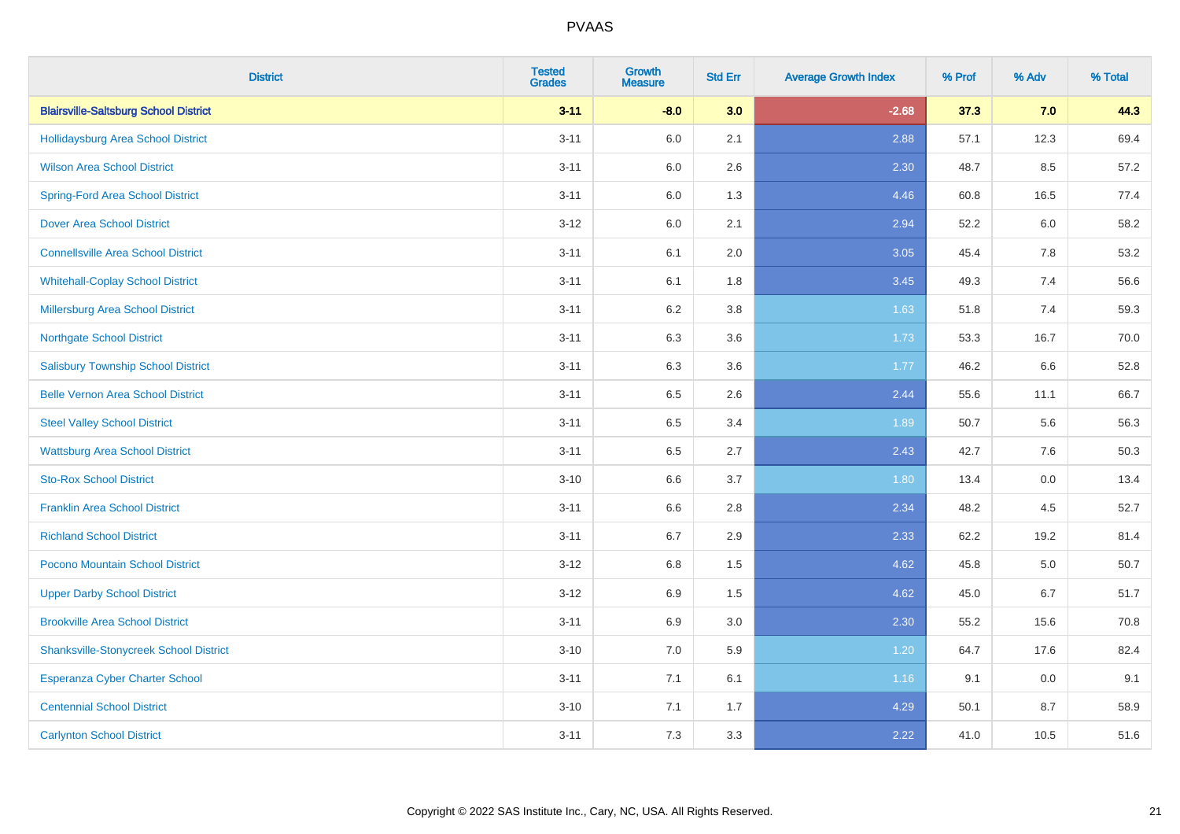PVAAS

| District | Tested Grades | Growth Measure | Std Err | Average Growth Index | % Prof | % Adv | % Total |
|---|---|---|---|---|---|---|---|
| **Blairsville-Saltsburg School District** | **3-11** | **-8.0** | **3.0** | **-2.68** | **37.3** | **7.0** | **44.3** |
| Hollidaysburg Area School District | 3-11 | 6.0 | 2.1 | 2.88 | 57.1 | 12.3 | 69.4 |
| Wilson Area School District | 3-11 | 6.0 | 2.6 | 2.30 | 48.7 | 8.5 | 57.2 |
| Spring-Ford Area School District | 3-11 | 6.0 | 1.3 | 4.46 | 60.8 | 16.5 | 77.4 |
| Dover Area School District | 3-12 | 6.0 | 2.1 | 2.94 | 52.2 | 6.0 | 58.2 |
| Connellsville Area School District | 3-11 | 6.1 | 2.0 | 3.05 | 45.4 | 7.8 | 53.2 |
| Whitehall-Coplay School District | 3-11 | 6.1 | 1.8 | 3.45 | 49.3 | 7.4 | 56.6 |
| Millersburg Area School District | 3-11 | 6.2 | 3.8 | 1.63 | 51.8 | 7.4 | 59.3 |
| Northgate School District | 3-11 | 6.3 | 3.6 | 1.73 | 53.3 | 16.7 | 70.0 |
| Salisbury Township School District | 3-11 | 6.3 | 3.6 | 1.77 | 46.2 | 6.6 | 52.8 |
| Belle Vernon Area School District | 3-11 | 6.5 | 2.6 | 2.44 | 55.6 | 11.1 | 66.7 |
| Steel Valley School District | 3-11 | 6.5 | 3.4 | 1.89 | 50.7 | 5.6 | 56.3 |
| Wattsburg Area School District | 3-11 | 6.5 | 2.7 | 2.43 | 42.7 | 7.6 | 50.3 |
| Sto-Rox School District | 3-10 | 6.6 | 3.7 | 1.80 | 13.4 | 0.0 | 13.4 |
| Franklin Area School District | 3-11 | 6.6 | 2.8 | 2.34 | 48.2 | 4.5 | 52.7 |
| Richland School District | 3-11 | 6.7 | 2.9 | 2.33 | 62.2 | 19.2 | 81.4 |
| Pocono Mountain School District | 3-12 | 6.8 | 1.5 | 4.62 | 45.8 | 5.0 | 50.7 |
| Upper Darby School District | 3-12 | 6.9 | 1.5 | 4.62 | 45.0 | 6.7 | 51.7 |
| Brookville Area School District | 3-11 | 6.9 | 3.0 | 2.30 | 55.2 | 15.6 | 70.8 |
| Shanksville-Stonycreek School District | 3-10 | 7.0 | 5.9 | 1.20 | 64.7 | 17.6 | 82.4 |
| Esperanza Cyber Charter School | 3-11 | 7.1 | 6.1 | 1.16 | 9.1 | 0.0 | 9.1 |
| Centennial School District | 3-10 | 7.1 | 1.7 | 4.29 | 50.1 | 8.7 | 58.9 |
| Carlynton School District | 3-11 | 7.3 | 3.3 | 2.22 | 41.0 | 10.5 | 51.6 |

Copyright © 2022 SAS Institute Inc., Cary, NC, USA. All Rights Reserved.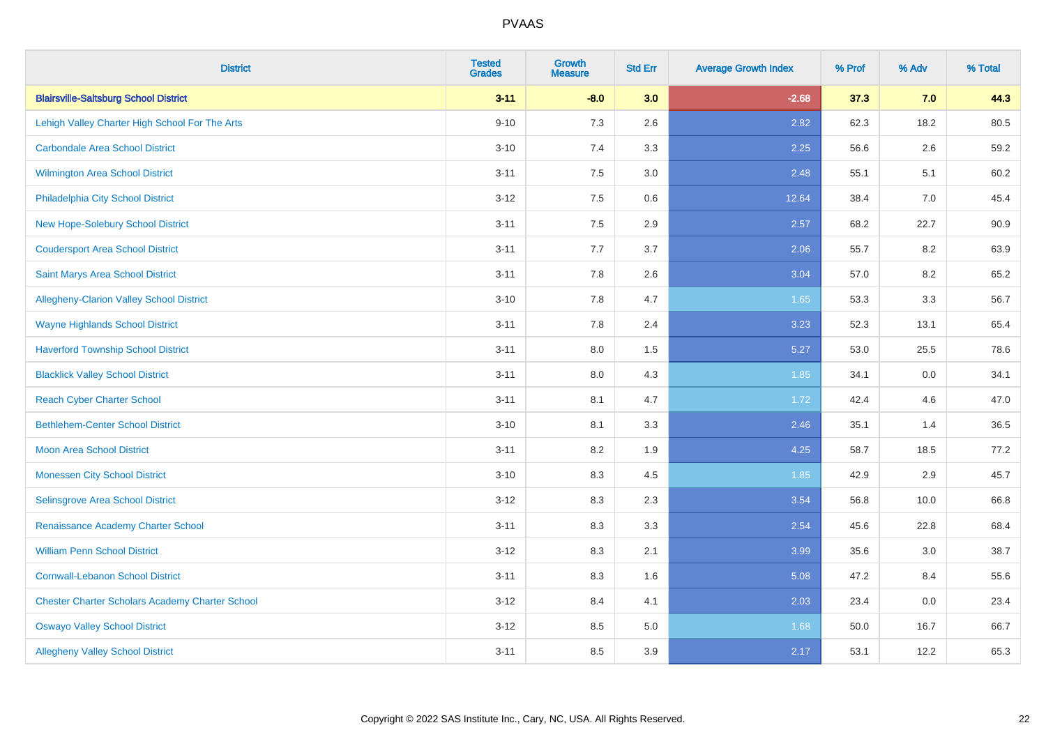| District | Tested Grades | Growth Measure | Std Err | Average Growth Index | % Prof | % Adv | % Total |
|---|---|---|---|---|---|---|---|
| **Blairsville-Saltsburg School District** | **3-11** | **-8.0** | **3.0** | **-2.68** | **37.3** | **7.0** | **44.3** |
| Lehigh Valley Charter High School For The Arts | 9-10 | 7.3 | 2.6 | 2.82 | 62.3 | 18.2 | 80.5 |
| Carbondale Area School District | 3-10 | 7.4 | 3.3 | 2.25 | 56.6 | 2.6 | 59.2 |
| Wilmington Area School District | 3-11 | 7.5 | 3.0 | 2.48 | 55.1 | 5.1 | 60.2 |
| Philadelphia City School District | 3-12 | 7.5 | 0.6 | 12.64 | 38.4 | 7.0 | 45.4 |
| New Hope-Solebury School District | 3-11 | 7.5 | 2.9 | 2.57 | 68.2 | 22.7 | 90.9 |
| Coudersport Area School District | 3-11 | 7.7 | 3.7 | 2.06 | 55.7 | 8.2 | 63.9 |
| Saint Marys Area School District | 3-11 | 7.8 | 2.6 | 3.04 | 57.0 | 8.2 | 65.2 |
| Allegheny-Clarion Valley School District | 3-10 | 7.8 | 4.7 | 1.65 | 53.3 | 3.3 | 56.7 |
| Wayne Highlands School District | 3-11 | 7.8 | 2.4 | 3.23 | 52.3 | 13.1 | 65.4 |
| Haverford Township School District | 3-11 | 8.0 | 1.5 | 5.27 | 53.0 | 25.5 | 78.6 |
| Blacklick Valley School District | 3-11 | 8.0 | 4.3 | 1.85 | 34.1 | 0.0 | 34.1 |
| Reach Cyber Charter School | 3-11 | 8.1 | 4.7 | 1.72 | 42.4 | 4.6 | 47.0 |
| Bethlehem-Center School District | 3-10 | 8.1 | 3.3 | 2.46 | 35.1 | 1.4 | 36.5 |
| Moon Area School District | 3-11 | 8.2 | 1.9 | 4.25 | 58.7 | 18.5 | 77.2 |
| Monessen City School District | 3-10 | 8.3 | 4.5 | 1.85 | 42.9 | 2.9 | 45.7 |
| Selinsgrove Area School District | 3-12 | 8.3 | 2.3 | 3.54 | 56.8 | 10.0 | 66.8 |
| Renaissance Academy Charter School | 3-11 | 8.3 | 3.3 | 2.54 | 45.6 | 22.8 | 68.4 |
| William Penn School District | 3-12 | 8.3 | 2.1 | 3.99 | 35.6 | 3.0 | 38.7 |
| Cornwall-Lebanon School District | 3-11 | 8.3 | 1.6 | 5.08 | 47.2 | 8.4 | 55.6 |
| Chester Charter Scholars Academy Charter School | 3-12 | 8.4 | 4.1 | 2.03 | 23.4 | 0.0 | 23.4 |
| Oswayo Valley School District | 3-12 | 8.5 | 5.0 | 1.68 | 50.0 | 16.7 | 66.7 |
| Allegheny Valley School District | 3-11 | 8.5 | 3.9 | 2.17 | 53.1 | 12.2 | 65.3 |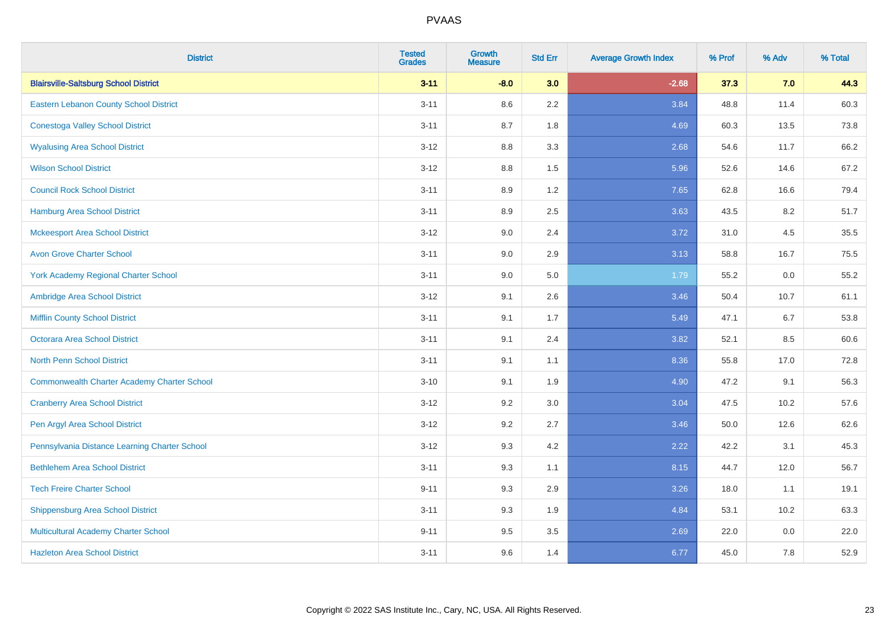# PVAAS

| District | Tested Grades | Growth Measure | Std Err | Average Growth Index | % Prof | % Adv | % Total |
|---|---|---|---|---|---|---|---|
| **Blairsville-Saltsburg School District** | **3-11** | **-8.0** | **3.0** | **-2.68** | **37.3** | **7.0** | **44.3** |
| Eastern Lebanon County School District | 3-11 | 8.6 | 2.2 | 3.84 | 48.8 | 11.4 | 60.3 |
| Conestoga Valley School District | 3-11 | 8.7 | 1.8 | 4.69 | 60.3 | 13.5 | 73.8 |
| Wyalusing Area School District | 3-12 | 8.8 | 3.3 | 2.68 | 54.6 | 11.7 | 66.2 |
| Wilson School District | 3-12 | 8.8 | 1.5 | 5.96 | 52.6 | 14.6 | 67.2 |
| Council Rock School District | 3-11 | 8.9 | 1.2 | 7.65 | 62.8 | 16.6 | 79.4 |
| Hamburg Area School District | 3-11 | 8.9 | 2.5 | 3.63 | 43.5 | 8.2 | 51.7 |
| Mckeesport Area School District | 3-12 | 9.0 | 2.4 | 3.72 | 31.0 | 4.5 | 35.5 |
| Avon Grove Charter School | 3-11 | 9.0 | 2.9 | 3.13 | 58.8 | 16.7 | 75.5 |
| York Academy Regional Charter School | 3-11 | 9.0 | 5.0 | 1.79 | 55.2 | 0.0 | 55.2 |
| Ambridge Area School District | 3-12 | 9.1 | 2.6 | 3.46 | 50.4 | 10.7 | 61.1 |
| Mifflin County School District | 3-11 | 9.1 | 1.7 | 5.49 | 47.1 | 6.7 | 53.8 |
| Octorara Area School District | 3-11 | 9.1 | 2.4 | 3.82 | 52.1 | 8.5 | 60.6 |
| North Penn School District | 3-11 | 9.1 | 1.1 | 8.36 | 55.8 | 17.0 | 72.8 |
| Commonwealth Charter Academy Charter School | 3-10 | 9.1 | 1.9 | 4.90 | 47.2 | 9.1 | 56.3 |
| Cranberry Area School District | 3-12 | 9.2 | 3.0 | 3.04 | 47.5 | 10.2 | 57.6 |
| Pen Argyl Area School District | 3-12 | 9.2 | 2.7 | 3.46 | 50.0 | 12.6 | 62.6 |
| Pennsylvania Distance Learning Charter School | 3-12 | 9.3 | 4.2 | 2.22 | 42.2 | 3.1 | 45.3 |
| Bethlehem Area School District | 3-11 | 9.3 | 1.1 | 8.15 | 44.7 | 12.0 | 56.7 |
| Tech Freire Charter School | 9-11 | 9.3 | 2.9 | 3.26 | 18.0 | 1.1 | 19.1 |
| Shippensburg Area School District | 3-11 | 9.3 | 1.9 | 4.84 | 53.1 | 10.2 | 63.3 |
| Multicultural Academy Charter School | 9-11 | 9.5 | 3.5 | 2.69 | 22.0 | 0.0 | 22.0 |
| Hazleton Area School District | 3-11 | 9.6 | 1.4 | 6.77 | 45.0 | 7.8 | 52.9 |

Copyright © 2022 SAS Institute Inc., Cary, NC, USA. All Rights Reserved.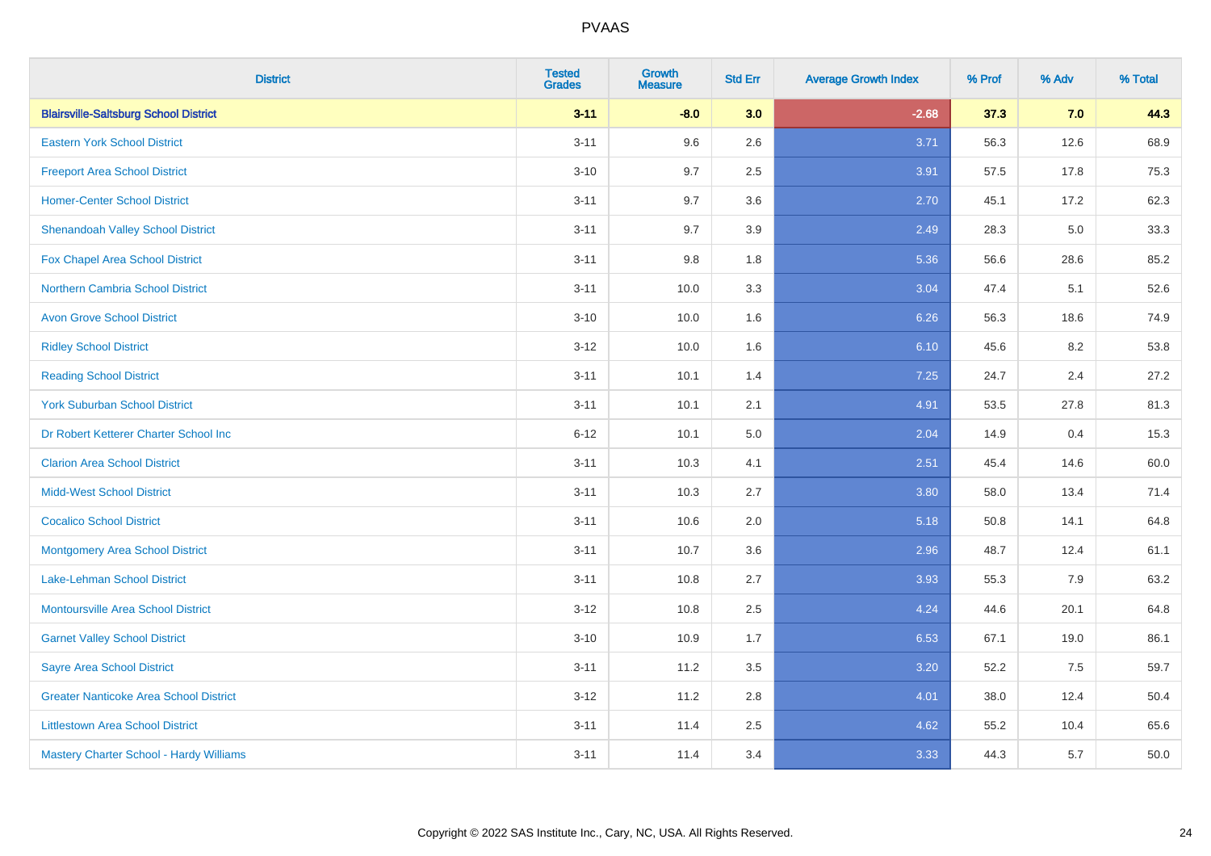# PVAAS

| District | Tested Grades | Growth Measure | Std Err | Average Growth Index | % Prof | % Adv | % Total |
|---|---|---|---|---|---|---|---|
| **Blairsville-Saltsburg School District** | **3-11** | **-8.0** | **3.0** | **-2.68** | **37.3** | **7.0** | **44.3** |
| Eastern York School District | 3-11 | 9.6 | 2.6 | 3.71 | 56.3 | 12.6 | 68.9 |
| Freeport Area School District | 3-10 | 9.7 | 2.5 | 3.91 | 57.5 | 17.8 | 75.3 |
| Homer-Center School District | 3-11 | 9.7 | 3.6 | 2.70 | 45.1 | 17.2 | 62.3 |
| Shenandoah Valley School District | 3-11 | 9.7 | 3.9 | 2.49 | 28.3 | 5.0 | 33.3 |
| Fox Chapel Area School District | 3-11 | 9.8 | 1.8 | 5.36 | 56.6 | 28.6 | 85.2 |
| Northern Cambria School District | 3-11 | 10.0 | 3.3 | 3.04 | 47.4 | 5.1 | 52.6 |
| Avon Grove School District | 3-10 | 10.0 | 1.6 | 6.26 | 56.3 | 18.6 | 74.9 |
| Ridley School District | 3-12 | 10.0 | 1.6 | 6.10 | 45.6 | 8.2 | 53.8 |
| Reading School District | 3-11 | 10.1 | 1.4 | 7.25 | 24.7 | 2.4 | 27.2 |
| York Suburban School District | 3-11 | 10.1 | 2.1 | 4.91 | 53.5 | 27.8 | 81.3 |
| Dr Robert Ketterer Charter School Inc | 6-12 | 10.1 | 5.0 | 2.04 | 14.9 | 0.4 | 15.3 |
| Clarion Area School District | 3-11 | 10.3 | 4.1 | 2.51 | 45.4 | 14.6 | 60.0 |
| Midd-West School District | 3-11 | 10.3 | 2.7 | 3.80 | 58.0 | 13.4 | 71.4 |
| Cocalico School District | 3-11 | 10.6 | 2.0 | 5.18 | 50.8 | 14.1 | 64.8 |
| Montgomery Area School District | 3-11 | 10.7 | 3.6 | 2.96 | 48.7 | 12.4 | 61.1 |
| Lake-Lehman School District | 3-11 | 10.8 | 2.7 | 3.93 | 55.3 | 7.9 | 63.2 |
| Montoursville Area School District | 3-12 | 10.8 | 2.5 | 4.24 | 44.6 | 20.1 | 64.8 |
| Garnet Valley School District | 3-10 | 10.9 | 1.7 | 6.53 | 67.1 | 19.0 | 86.1 |
| Sayre Area School District | 3-11 | 11.2 | 3.5 | 3.20 | 52.2 | 7.5 | 59.7 |
| Greater Nanticoke Area School District | 3-12 | 11.2 | 2.8 | 4.01 | 38.0 | 12.4 | 50.4 |
| Littlestown Area School District | 3-11 | 11.4 | 2.5 | 4.62 | 55.2 | 10.4 | 65.6 |
| Mastery Charter School - Hardy Williams | 3-11 | 11.4 | 3.4 | 3.33 | 44.3 | 5.7 | 50.0 |

Copyright © 2022 SAS Institute Inc., Cary, NC, USA. All Rights Reserved.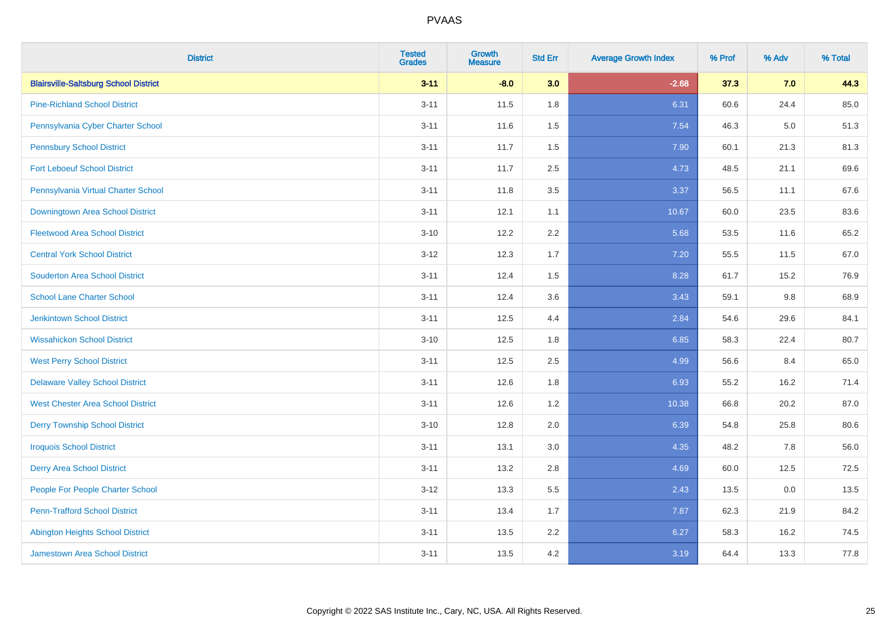| District | Tested Grades | Growth Measure | Std Err | Average Growth Index | % Prof | % Adv | % Total |
|---|---|---|---|---|---|---|---|
| **Blairsville-Saltsburg School District** | **3-11** | **-8.0** | **3.0** | **-2.68** | **37.3** | **7.0** | **44.3** |
| Pine-Richland School District | 3-11 | 11.5 | 1.8 | 6.31 | 60.6 | 24.4 | 85.0 |
| Pennsylvania Cyber Charter School | 3-11 | 11.6 | 1.5 | 7.54 | 46.3 | 5.0 | 51.3 |
| Pennsbury School District | 3-11 | 11.7 | 1.5 | 7.90 | 60.1 | 21.3 | 81.3 |
| Fort Leboeuf School District | 3-11 | 11.7 | 2.5 | 4.73 | 48.5 | 21.1 | 69.6 |
| Pennsylvania Virtual Charter School | 3-11 | 11.8 | 3.5 | 3.37 | 56.5 | 11.1 | 67.6 |
| Downingtown Area School District | 3-11 | 12.1 | 1.1 | 10.67 | 60.0 | 23.5 | 83.6 |
| Fleetwood Area School District | 3-10 | 12.2 | 2.2 | 5.68 | 53.5 | 11.6 | 65.2 |
| Central York School District | 3-12 | 12.3 | 1.7 | 7.20 | 55.5 | 11.5 | 67.0 |
| Souderton Area School District | 3-11 | 12.4 | 1.5 | 8.28 | 61.7 | 15.2 | 76.9 |
| School Lane Charter School | 3-11 | 12.4 | 3.6 | 3.43 | 59.1 | 9.8 | 68.9 |
| Jenkintown School District | 3-11 | 12.5 | 4.4 | 2.84 | 54.6 | 29.6 | 84.1 |
| Wissahickon School District | 3-10 | 12.5 | 1.8 | 6.85 | 58.3 | 22.4 | 80.7 |
| West Perry School District | 3-11 | 12.5 | 2.5 | 4.99 | 56.6 | 8.4 | 65.0 |
| Delaware Valley School District | 3-11 | 12.6 | 1.8 | 6.93 | 55.2 | 16.2 | 71.4 |
| West Chester Area School District | 3-11 | 12.6 | 1.2 | 10.38 | 66.8 | 20.2 | 87.0 |
| Derry Township School District | 3-10 | 12.8 | 2.0 | 6.39 | 54.8 | 25.8 | 80.6 |
| Iroquois School District | 3-11 | 13.1 | 3.0 | 4.35 | 48.2 | 7.8 | 56.0 |
| Derry Area School District | 3-11 | 13.2 | 2.8 | 4.69 | 60.0 | 12.5 | 72.5 |
| People For People Charter School | 3-12 | 13.3 | 5.5 | 2.43 | 13.5 | 0.0 | 13.5 |
| Penn-Trafford School District | 3-11 | 13.4 | 1.7 | 7.87 | 62.3 | 21.9 | 84.2 |
| Abington Heights School District | 3-11 | 13.5 | 2.2 | 6.27 | 58.3 | 16.2 | 74.5 |
| Jamestown Area School District | 3-11 | 13.5 | 4.2 | 3.19 | 64.4 | 13.3 | 77.8 |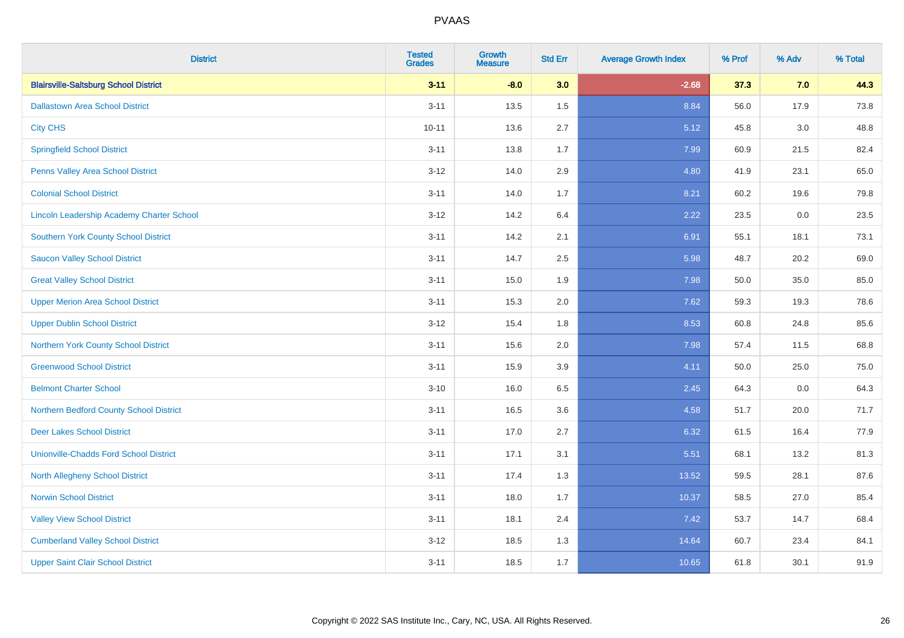| District | Tested Grades | Growth Measure | Std Err | Average Growth Index | % Prof | % Adv | % Total |
|---|---|---|---|---|---|---|---|
| **Blairsville-Saltsburg School District** | **3-11** | **-8.0** | **3.0** | **-2.68** | **37.3** | **7.0** | **44.3** |
| Dallastown Area School District | 3-11 | 13.5 | 1.5 | 8.84 | 56.0 | 17.9 | 73.8 |
| City CHS | 10-11 | 13.6 | 2.7 | 5.12 | 45.8 | 3.0 | 48.8 |
| Springfield School District | 3-11 | 13.8 | 1.7 | 7.99 | 60.9 | 21.5 | 82.4 |
| Penns Valley Area School District | 3-12 | 14.0 | 2.9 | 4.80 | 41.9 | 23.1 | 65.0 |
| Colonial School District | 3-11 | 14.0 | 1.7 | 8.21 | 60.2 | 19.6 | 79.8 |
| Lincoln Leadership Academy Charter School | 3-12 | 14.2 | 6.4 | 2.22 | 23.5 | 0.0 | 23.5 |
| Southern York County School District | 3-11 | 14.2 | 2.1 | 6.91 | 55.1 | 18.1 | 73.1 |
| Saucon Valley School District | 3-11 | 14.7 | 2.5 | 5.98 | 48.7 | 20.2 | 69.0 |
| Great Valley School District | 3-11 | 15.0 | 1.9 | 7.98 | 50.0 | 35.0 | 85.0 |
| Upper Merion Area School District | 3-11 | 15.3 | 2.0 | 7.62 | 59.3 | 19.3 | 78.6 |
| Upper Dublin School District | 3-12 | 15.4 | 1.8 | 8.53 | 60.8 | 24.8 | 85.6 |
| Northern York County School District | 3-11 | 15.6 | 2.0 | 7.98 | 57.4 | 11.5 | 68.8 |
| Greenwood School District | 3-11 | 15.9 | 3.9 | 4.11 | 50.0 | 25.0 | 75.0 |
| Belmont Charter School | 3-10 | 16.0 | 6.5 | 2.45 | 64.3 | 0.0 | 64.3 |
| Northern Bedford County School District | 3-11 | 16.5 | 3.6 | 4.58 | 51.7 | 20.0 | 71.7 |
| Deer Lakes School District | 3-11 | 17.0 | 2.7 | 6.32 | 61.5 | 16.4 | 77.9 |
| Unionville-Chadds Ford School District | 3-11 | 17.1 | 3.1 | 5.51 | 68.1 | 13.2 | 81.3 |
| North Allegheny School District | 3-11 | 17.4 | 1.3 | 13.52 | 59.5 | 28.1 | 87.6 |
| Norwin School District | 3-11 | 18.0 | 1.7 | 10.37 | 58.5 | 27.0 | 85.4 |
| Valley View School District | 3-11 | 18.1 | 2.4 | 7.42 | 53.7 | 14.7 | 68.4 |
| Cumberland Valley School District | 3-12 | 18.5 | 1.3 | 14.64 | 60.7 | 23.4 | 84.1 |
| Upper Saint Clair School District | 3-11 | 18.5 | 1.7 | 10.65 | 61.8 | 30.1 | 91.9 |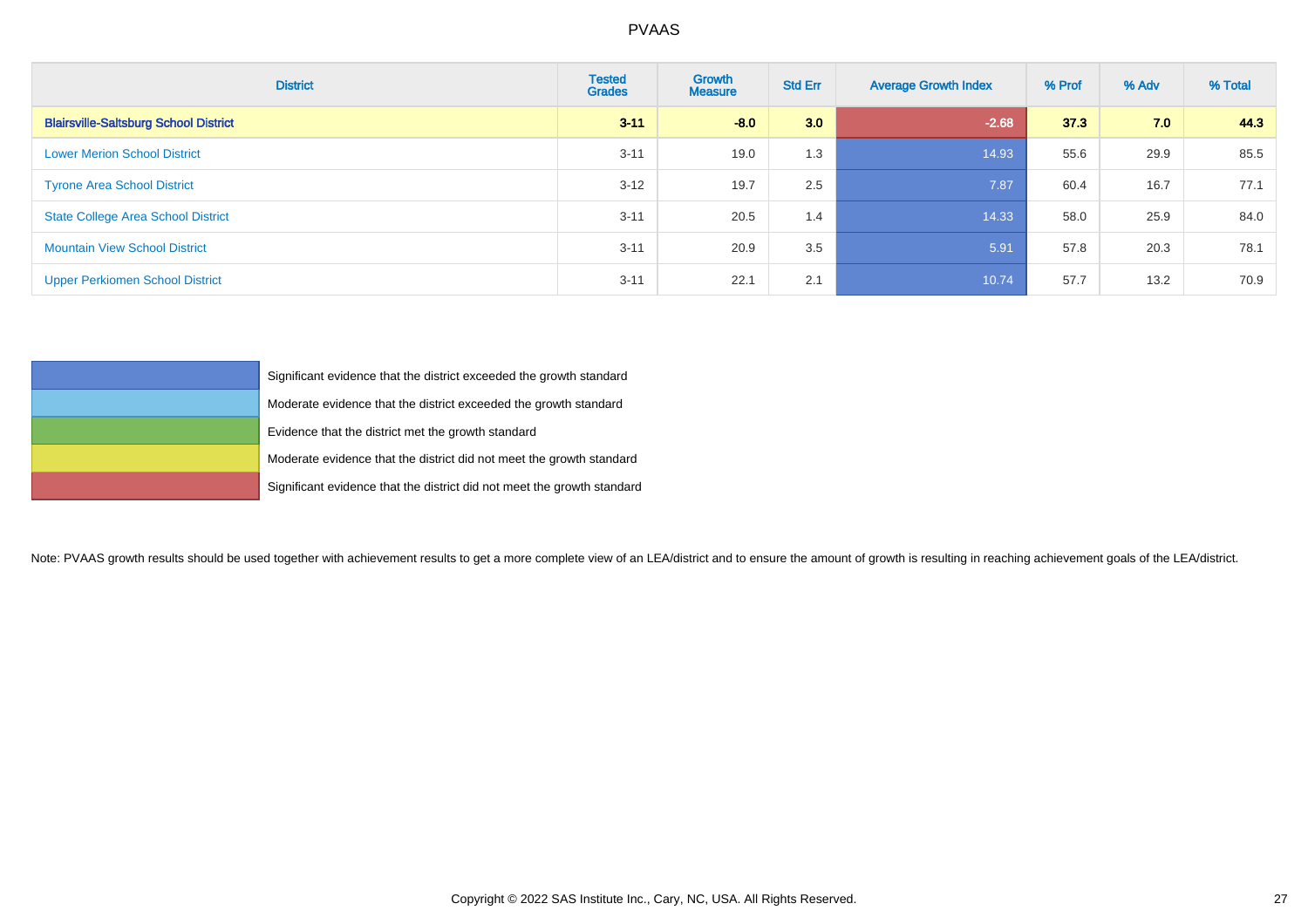# PVAAS

| District | Tested Grades | Growth Measure | Std Err | Average Growth Index | % Prof | % Adv | % Total |
|---|---|---|---|---|---|---|---|
| **Blairsville-Saltsburg School District** | **3-11** | **-8.0** | **3.0** | **-2.68** | **37.3** | **7.0** | **44.3** |
| Lower Merion School District | 3-11 | 19.0 | 1.3 | 14.93 | 55.6 | 29.9 | 85.5 |
| Tyrone Area School District | 3-12 | 19.7 | 2.5 | 7.87 | 60.4 | 16.7 | 77.1 |
| State College Area School District | 3-11 | 20.5 | 1.4 | 14.33 | 58.0 | 25.9 | 84.0 |
| Mountain View School District | 3-11 | 20.9 | 3.5 | 5.91 | 57.8 | 20.3 | 78.1 |
| Upper Perkiomen School District | 3-11 | 22.1 | 2.1 | 10.74 | 57.7 | 13.2 | 70.9 |

Significant evidence that the district exceeded the growth standard

Moderate evidence that the district exceeded the growth standard

Evidence that the district met the growth standard

Moderate evidence that the district did not meet the growth standard

Significant evidence that the district did not meet the growth standard

Note: PVAAS growth results should be used together with achievement results to get a more complete view of an LEA/district and to ensure the amount of growth is resulting in reaching achievement goals of the LEA/district.

Copyright © 2022 SAS Institute Inc., Cary, NC, USA. All Rights Reserved.